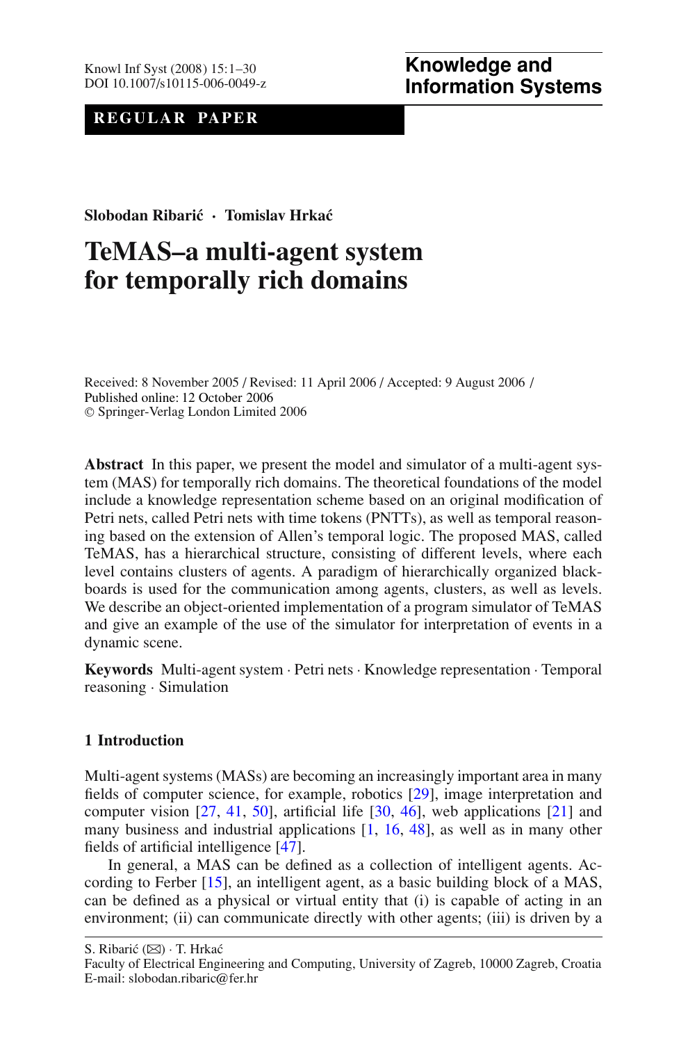**REGULAR PAPER**

**Slobodan Ribarić · Tomislav Hrkać**

# TeMAS–a multi-agent system for temporally rich domains

Received: 8 November 2005 / Revised: 11 April 2006 / Accepted: 9 August 2006 / Published online: 12 October 2006
© Springer-Verlag London Limited 2006

**Abstract** In this paper, we present the model and simulator of a multi-agent system (MAS) for temporally rich domains. The theoretical foundations of the model include a knowledge representation scheme based on an original modification of Petri nets, called Petri nets with time tokens (PNTTs), as well as temporal reasoning based on the extension of Allen's temporal logic. The proposed MAS, called TeMAS, has a hierarchical structure, consisting of different levels, where each level contains clusters of agents. A paradigm of hierarchically organized blackboards is used for the communication among agents, clusters, as well as levels. We describe an object-oriented implementation of a program simulator of TeMAS and give an example of the use of the simulator for interpretation of events in a dynamic scene.

**Keywords** Multi-agent system · Petri nets · Knowledge representation · Temporal reasoning · Simulation

## 1 Introduction

Multi-agent systems (MASs) are becoming an increasingly important area in many fields of computer science, for example, robotics [29], image interpretation and computer vision [27, 41, 50], artificial life [30, 46], web applications [21] and many business and industrial applications [1, 16, 48], as well as in many other fields of artificial intelligence [47].

In general, a MAS can be defined as a collection of intelligent agents. According to Ferber [15], an intelligent agent, as a basic building block of a MAS, can be defined as a physical or virtual entity that (i) is capable of acting in an environment; (ii) can communicate directly with other agents; (iii) is driven by a

S. Ribarić (✉) · T. Hrkać
Faculty of Electrical Engineering and Computing, University of Zagreb, 10000 Zagreb, Croatia
E-mail: slobodan.ribaric@fer.hr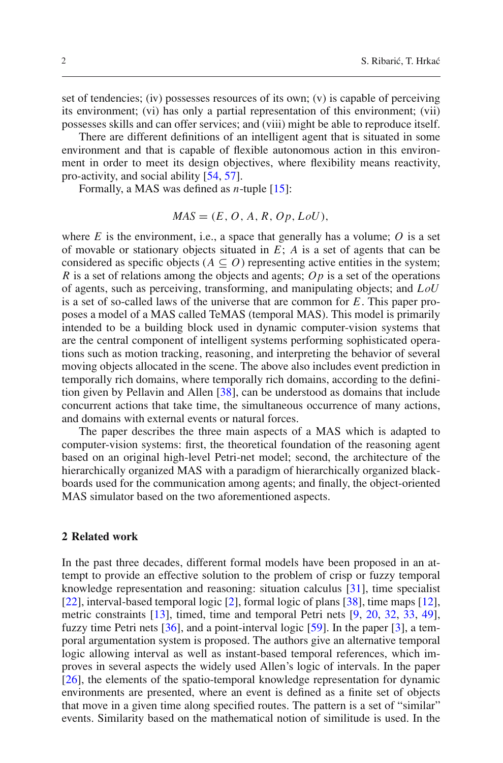set of tendencies; (iv) possesses resources of its own; (v) is capable of perceiving its environment; (vi) has only a partial representation of this environment; (vii) possesses skills and can offer services; and (viii) might be able to reproduce itself.

There are different definitions of an intelligent agent that is situated in some environment and that is capable of flexible autonomous action in this environment in order to meet its design objectives, where flexibility means reactivity, pro-activity, and social ability [54, 57].

Formally, a MAS was defined as $n$-tuple [15]:

$$MAS = (E, O, A, R, Op, LoU),$$

where $E$ is the environment, i.e., a space that generally has a volume; $O$ is a set of movable or stationary objects situated in $E$; $A$ is a set of agents that can be considered as specific objects ($A \subseteq O$) representing active entities in the system; $R$ is a set of relations among the objects and agents; $Op$ is a set of the operations of agents, such as perceiving, transforming, and manipulating objects; and $LoU$ is a set of so-called laws of the universe that are common for $E$. This paper proposes a model of a MAS called TeMAS (temporal MAS). This model is primarily intended to be a building block used in dynamic computer-vision systems that are the central component of intelligent systems performing sophisticated operations such as motion tracking, reasoning, and interpreting the behavior of several moving objects allocated in the scene. The above also includes event prediction in temporally rich domains, where temporally rich domains, according to the definition given by Pellavin and Allen [38], can be understood as domains that include concurrent actions that take time, the simultaneous occurrence of many actions, and domains with external events or natural forces.

The paper describes the three main aspects of a MAS which is adapted to computer-vision systems: first, the theoretical foundation of the reasoning agent based on an original high-level Petri-net model; second, the architecture of the hierarchically organized MAS with a paradigm of hierarchically organized blackboards used for the communication among agents; and finally, the object-oriented MAS simulator based on the two aforementioned aspects.

## 2 Related work

In the past three decades, different formal models have been proposed in an attempt to provide an effective solution to the problem of crisp or fuzzy temporal knowledge representation and reasoning: situation calculus [31], time specialist [22], interval-based temporal logic [2], formal logic of plans [38], time maps [12], metric constraints [13], timed, time and temporal Petri nets [9, 20, 32, 33, 49], fuzzy time Petri nets [36], and a point-interval logic [59]. In the paper [3], a temporal argumentation system is proposed. The authors give an alternative temporal logic allowing interval as well as instant-based temporal references, which improves in several aspects the widely used Allen's logic of intervals. In the paper [26], the elements of the spatio-temporal knowledge representation for dynamic environments are presented, where an event is defined as a finite set of objects that move in a given time along specified routes. The pattern is a set of "similar" events. Similarity based on the mathematical notion of similitude is used. In the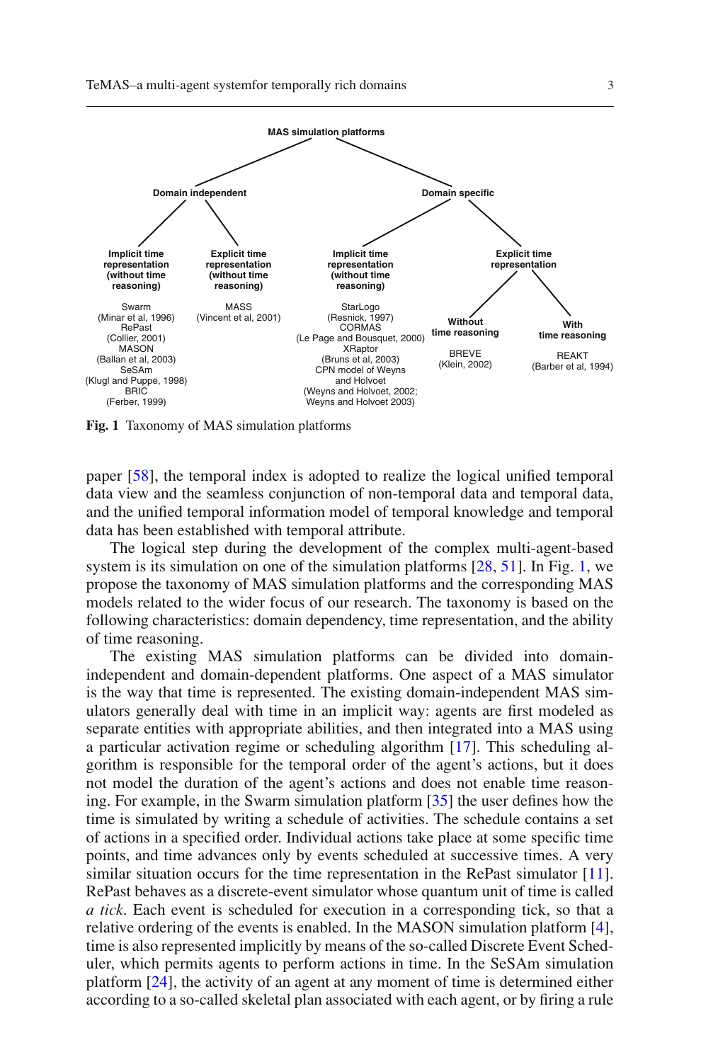MAS simulation platforms

- Domain independent
  - Implicit time representation (without time reasoning)
    - Swarm (Minar et al, 1996)
    - RePast (Collier, 2001)
    - MASON (Ballan et al, 2003)
    - SeSAm (Klugl and Puppe, 1998)
    - BRIC (Ferber, 1999)
  - Explicit time representation (without time reasoning)
    - MASS (Vincent et al, 2001)
- Domain specific
  - Implicit time representation (without time reasoning)
    - StarLogo (Resnick, 1997)
    - CORMAS (Le Page and Bousquet, 2000)
    - XRaptor (Bruns et al, 2003)
    - CPN model of Weyns and Holvoet (Weyns and Holvoet, 2002; Weyns and Holvoet 2003)
  - Explicit time representation
    - Without time reasoning
      - BREVE (Klein, 2002)
    - With time reasoning
      - REAKT (Barber et al, 1994)

**Fig. 1** Taxonomy of MAS simulation platforms

paper [58], the temporal index is adopted to realize the logical unified temporal data view and the seamless conjunction of non-temporal data and temporal data, and the unified temporal information model of temporal knowledge and temporal data has been established with temporal attribute.

The logical step during the development of the complex multi-agent-based system is its simulation on one of the simulation platforms [28, 51]. In Fig. 1, we propose the taxonomy of MAS simulation platforms and the corresponding MAS models related to the wider focus of our research. The taxonomy is based on the following characteristics: domain dependency, time representation, and the ability of time reasoning.

The existing MAS simulation platforms can be divided into domain-independent and domain-dependent platforms. One aspect of a MAS simulator is the way that time is represented. The existing domain-independent MAS simulators generally deal with time in an implicit way: agents are first modeled as separate entities with appropriate abilities, and then integrated into a MAS using a particular activation regime or scheduling algorithm [17]. This scheduling algorithm is responsible for the temporal order of the agent's actions, but it does not model the duration of the agent's actions and does not enable time reasoning. For example, in the Swarm simulation platform [35] the user defines how the time is simulated by writing a schedule of activities. The schedule contains a set of actions in a specified order. Individual actions take place at some specific time points, and time advances only by events scheduled at successive times. A very similar situation occurs for the time representation in the RePast simulator [11]. RePast behaves as a discrete-event simulator whose quantum unit of time is called *a tick*. Each event is scheduled for execution in a corresponding tick, so that a relative ordering of the events is enabled. In the MASON simulation platform [4], time is also represented implicitly by means of the so-called Discrete Event Scheduler, which permits agents to perform actions in time. In the SeSAm simulation platform [24], the activity of an agent at any moment of time is determined either according to a so-called skeletal plan associated with each agent, or by firing a rule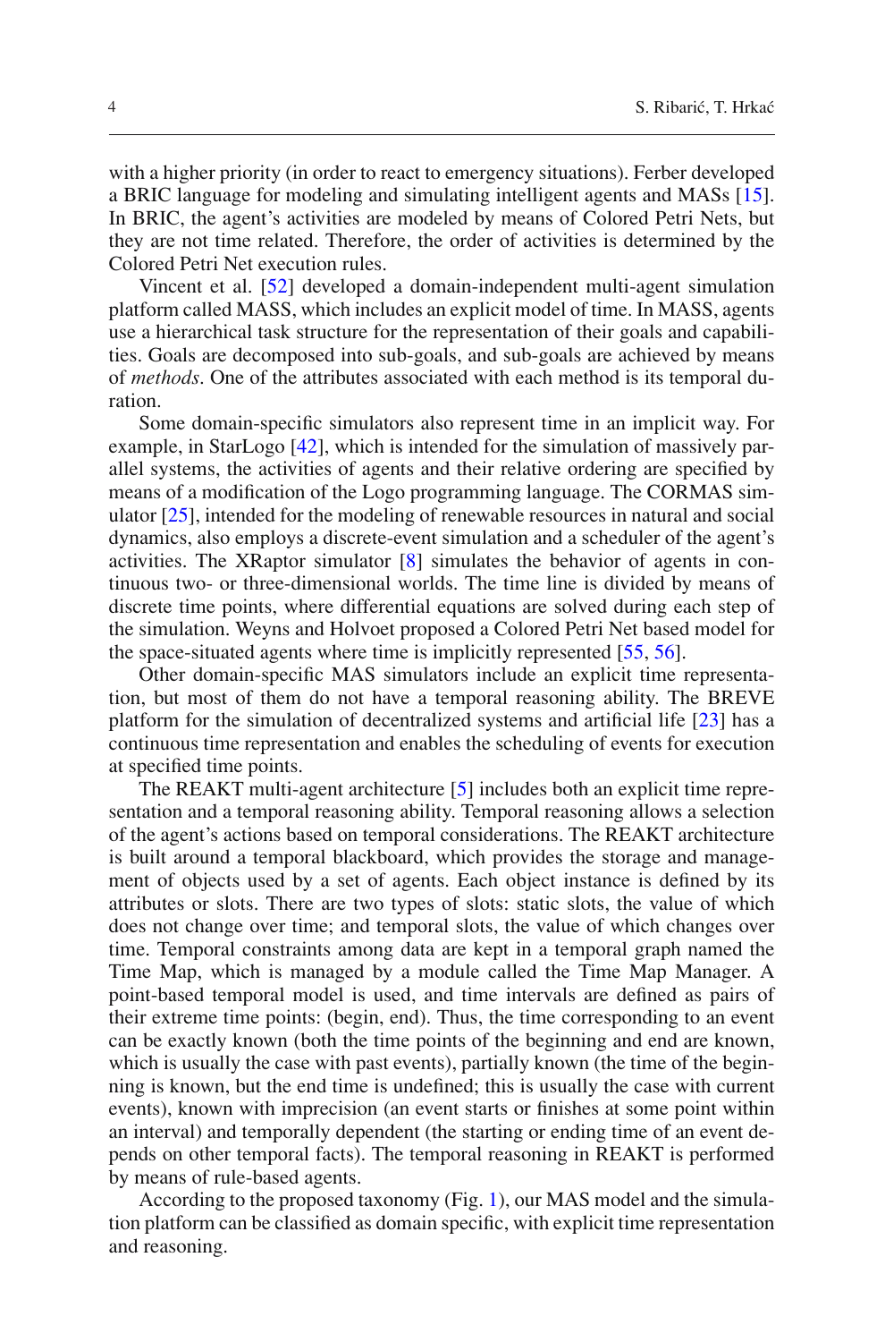with a higher priority (in order to react to emergency situations). Ferber developed a BRIC language for modeling and simulating intelligent agents and MASs [15]. In BRIC, the agent's activities are modeled by means of Colored Petri Nets, but they are not time related. Therefore, the order of activities is determined by the Colored Petri Net execution rules.

Vincent et al. [52] developed a domain-independent multi-agent simulation platform called MASS, which includes an explicit model of time. In MASS, agents use a hierarchical task structure for the representation of their goals and capabilities. Goals are decomposed into sub-goals, and sub-goals are achieved by means of *methods*. One of the attributes associated with each method is its temporal duration.

Some domain-specific simulators also represent time in an implicit way. For example, in StarLogo [42], which is intended for the simulation of massively parallel systems, the activities of agents and their relative ordering are specified by means of a modification of the Logo programming language. The CORMAS simulator [25], intended for the modeling of renewable resources in natural and social dynamics, also employs a discrete-event simulation and a scheduler of the agent's activities. The XRaptor simulator [8] simulates the behavior of agents in continuous two- or three-dimensional worlds. The time line is divided by means of discrete time points, where differential equations are solved during each step of the simulation. Weyns and Holvoet proposed a Colored Petri Net based model for the space-situated agents where time is implicitly represented [55, 56].

Other domain-specific MAS simulators include an explicit time representation, but most of them do not have a temporal reasoning ability. The BREVE platform for the simulation of decentralized systems and artificial life [23] has a continuous time representation and enables the scheduling of events for execution at specified time points.

The REAKT multi-agent architecture [5] includes both an explicit time representation and a temporal reasoning ability. Temporal reasoning allows a selection of the agent's actions based on temporal considerations. The REAKT architecture is built around a temporal blackboard, which provides the storage and management of objects used by a set of agents. Each object instance is defined by its attributes or slots. There are two types of slots: static slots, the value of which does not change over time; and temporal slots, the value of which changes over time. Temporal constraints among data are kept in a temporal graph named the Time Map, which is managed by a module called the Time Map Manager. A point-based temporal model is used, and time intervals are defined as pairs of their extreme time points: (begin, end). Thus, the time corresponding to an event can be exactly known (both the time points of the beginning and end are known, which is usually the case with past events), partially known (the time of the beginning is known, but the end time is undefined; this is usually the case with current events), known with imprecision (an event starts or finishes at some point within an interval) and temporally dependent (the starting or ending time of an event depends on other temporal facts). The temporal reasoning in REAKT is performed by means of rule-based agents.

According to the proposed taxonomy (Fig. 1), our MAS model and the simulation platform can be classified as domain specific, with explicit time representation and reasoning.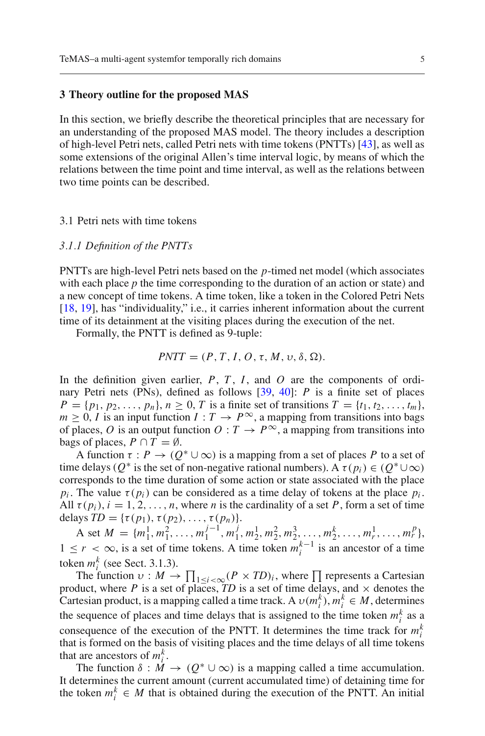## 3 Theory outline for the proposed MAS

In this section, we briefly describe the theoretical principles that are necessary for an understanding of the proposed MAS model. The theory includes a description of high-level Petri nets, called Petri nets with time tokens (PNTTs) [43], as well as some extensions of the original Allen's time interval logic, by means of which the relations between the time point and time interval, as well as the relations between two time points can be described.

### 3.1 Petri nets with time tokens

#### *3.1.1 Definition of the PNTTs*

PNTTs are high-level Petri nets based on the $p$-timed net model (which associates with each place $p$ the time corresponding to the duration of an action or state) and a new concept of time tokens. A time token, like a token in the Colored Petri Nets [18, 19], has "individuality," i.e., it carries inherent information about the current time of its detainment at the visiting places during the execution of the net.

Formally, the PNTT is defined as 9-tuple:

$$PNTT = (P, T, I, O, \tau, M, \upsilon, \delta, \Omega).$$

In the definition given earlier, $P$, $T$, $I$, and $O$ are the components of ordinary Petri nets (PNs), defined as follows [39, 40]: $P$ is a finite set of places $P = \{p_1, p_2, \ldots, p_n\}$, $n \geq 0$, $T$ is a finite set of transitions $T = \{t_1, t_2, \ldots, t_m\}$, $m \geq 0$, $I$ is an input function $I : T \rightarrow P^{\infty}$, a mapping from transitions into bags of places, $O$ is an output function $O : T \rightarrow P^{\infty}$, a mapping from transitions into bags of places, $P \cap T = \emptyset$.

A function $\tau : P \rightarrow (Q^* \cup \infty)$ is a mapping from a set of places $P$ to a set of time delays ($Q^*$ is the set of non-negative rational numbers). A $\tau(p_i) \in (Q^* \cup \infty)$ corresponds to the time duration of some action or state associated with the place $p_i$. The value $\tau(p_i)$ can be considered as a time delay of tokens at the place $p_i$. All $\tau(p_i)$, $i = 1, 2, \ldots, n$, where $n$ is the cardinality of a set $P$, form a set of time delays $TD = \{\tau(p_1), \tau(p_2), \ldots, \tau(p_n)\}$.

A set $M = \{m_1^1, m_1^2, \ldots, m_1^{j-1}, m_1^j, m_2^1, m_2^2, m_2^3, \ldots, m_2^k, \ldots, m_r^1, \ldots, m_r^p\}$, $1 \leq r < \infty$, is a set of time tokens. A time token $m_i^{k-1}$ is an ancestor of a time token $m_i^k$ (see Sect. 3.1.3).

The function $\upsilon : M \rightarrow \prod_{1 \leq i < \infty} (P \times TD)_i$, where $\prod$ represents a Cartesian product, where $P$ is a set of places, $TD$ is a set of time delays, and $\times$ denotes the Cartesian product, is a mapping called a time track. A $\upsilon(m_i^k)$, $m_i^k \in M$, determines the sequence of places and time delays that is assigned to the time token $m_i^k$ as a consequence of the execution of the PNTT. It determines the time track for $m_i^k$ that is formed on the basis of visiting places and the time delays of all time tokens that are ancestors of $m_i^k$.

The function $\delta : M \rightarrow (Q^* \cup \infty)$ is a mapping called a time accumulation. It determines the current amount (current accumulated time) of detaining time for the token $m_i^k \in M$ that is obtained during the execution of the PNTT. An initial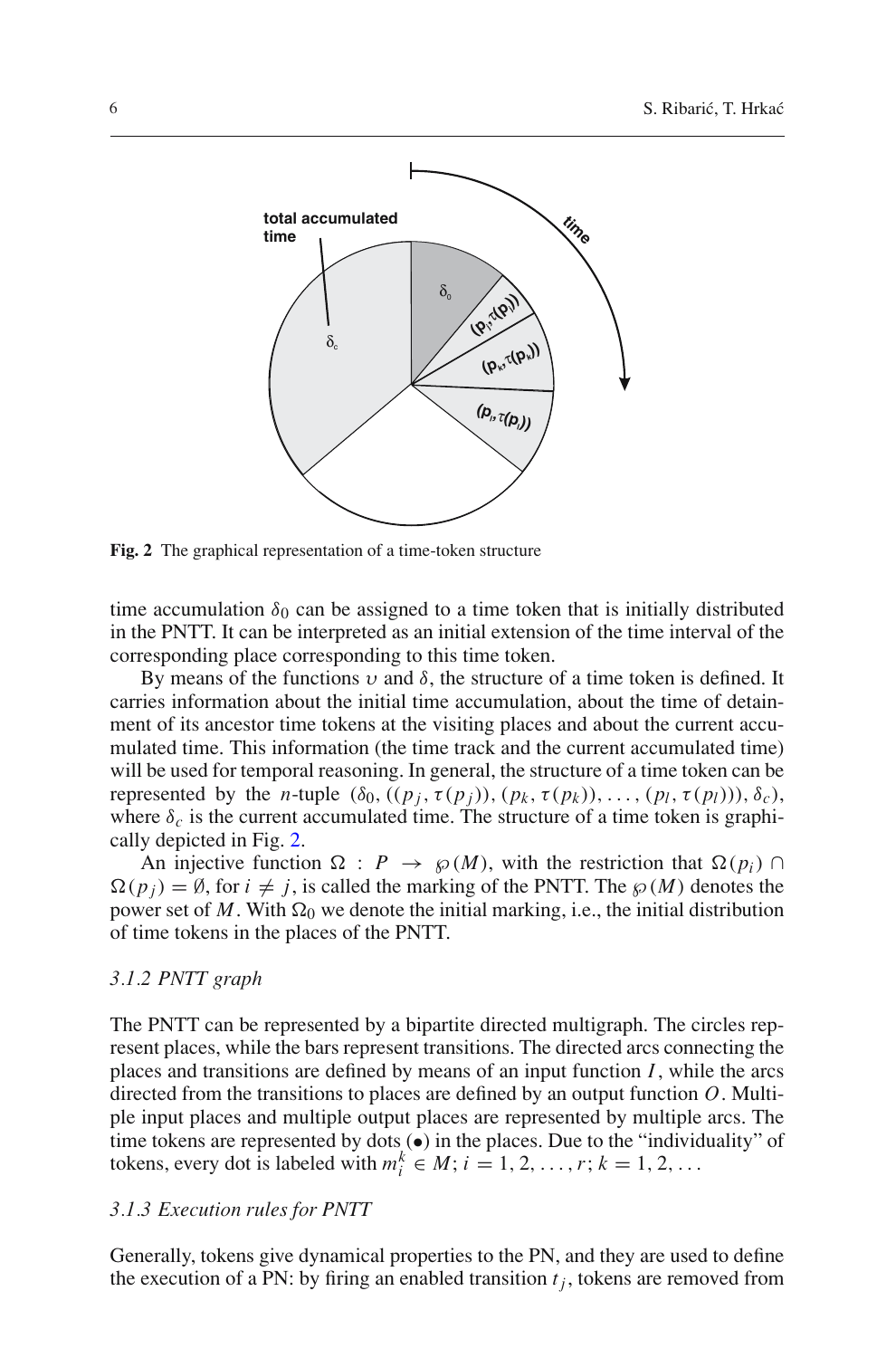**Fig. 2** The graphical representation of a time-token structure

time accumulation $\delta_0$ can be assigned to a time token that is initially distributed in the PNTT. It can be interpreted as an initial extension of the time interval of the corresponding place corresponding to this time token.

By means of the functions $\upsilon$ and $\delta$, the structure of a time token is defined. It carries information about the initial time accumulation, about the time of detainment of its ancestor time tokens at the visiting places and about the current accumulated time. This information (the time track and the current accumulated time) will be used for temporal reasoning. In general, the structure of a time token can be represented by the $n$-tuple $(\delta_0, ((p_j, \tau(p_j)), (p_k, \tau(p_k)), \ldots, (p_l, \tau(p_l))), \delta_c)$, where $\delta_c$ is the current accumulated time. The structure of a time token is graphically depicted in Fig. 2.

An injective function $\Omega : P \rightarrow \wp(M)$, with the restriction that $\Omega(p_i) \cap \Omega(p_j) = \emptyset$, for $i \neq j$, is called the marking of the PNTT. The $\wp(M)$ denotes the power set of $M$. With $\Omega_0$ we denote the initial marking, i.e., the initial distribution of time tokens in the places of the PNTT.

### *3.1.2 PNTT graph*

The PNTT can be represented by a bipartite directed multigraph. The circles represent places, while the bars represent transitions. The directed arcs connecting the places and transitions are defined by means of an input function $I$, while the arcs directed from the transitions to places are defined by an output function $O$. Multiple input places and multiple output places are represented by multiple arcs. The time tokens are represented by dots ($\bullet$) in the places. Due to the "individuality" of tokens, every dot is labeled with $m_i^k \in M; i = 1, 2, \ldots, r; k = 1, 2, \ldots$

### *3.1.3 Execution rules for PNTT*

Generally, tokens give dynamical properties to the PN, and they are used to define the execution of a PN: by firing an enabled transition $t_j$, tokens are removed from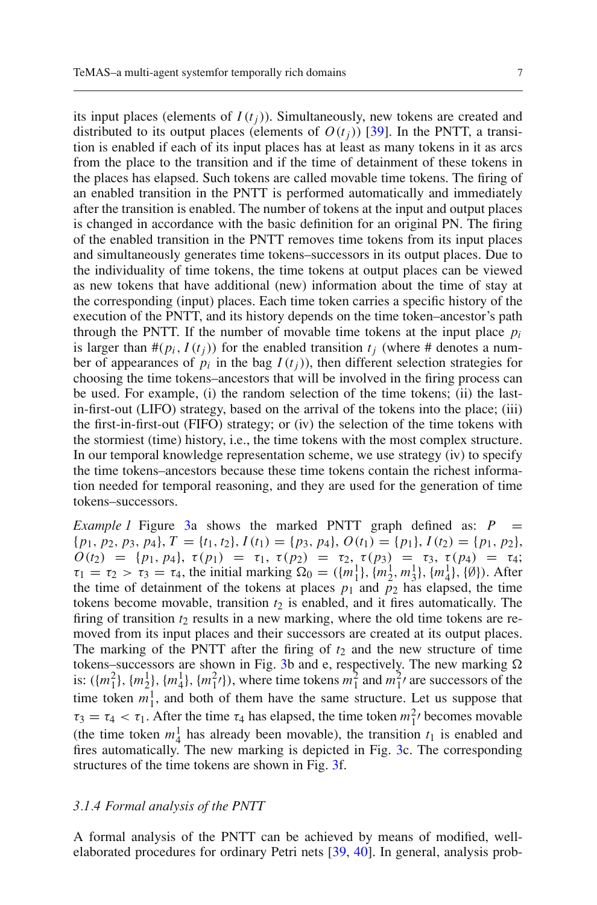its input places (elements of $I(t_j)$). Simultaneously, new tokens are created and distributed to its output places (elements of $O(t_j)$) [39]. In the PNTT, a transition is enabled if each of its input places has at least as many tokens in it as arcs from the place to the transition and if the time of detainment of these tokens in the places has elapsed. Such tokens are called movable time tokens. The firing of an enabled transition in the PNTT is performed automatically and immediately after the transition is enabled. The number of tokens at the input and output places is changed in accordance with the basic definition for an original PN. The firing of the enabled transition in the PNTT removes time tokens from its input places and simultaneously generates time tokens–successors in its output places. Due to the individuality of time tokens, the time tokens at output places can be viewed as new tokens that have additional (new) information about the time of stay at the corresponding (input) places. Each time token carries a specific history of the execution of the PNTT, and its history depends on the time token–ancestor's path through the PNTT. If the number of movable time tokens at the input place $p_i$ is larger than $\#(p_i, I(t_j))$ for the enabled transition $t_j$ (where # denotes a number of appearances of $p_i$ in the bag $I(t_j)$), then different selection strategies for choosing the time tokens–ancestors that will be involved in the firing process can be used. For example, (i) the random selection of the time tokens; (ii) the last-in-first-out (LIFO) strategy, based on the arrival of the tokens into the place; (iii) the first-in-first-out (FIFO) strategy; or (iv) the selection of the time tokens with the stormiest (time) history, i.e., the time tokens with the most complex structure. In our temporal knowledge representation scheme, we use strategy (iv) to specify the time tokens–ancestors because these time tokens contain the richest information needed for temporal reasoning, and they are used for the generation of time tokens–successors.

*Example 1* Figure 3a shows the marked PNTT graph defined as: $P = \{p_1, p_2, p_3, p_4\}$, $T = \{t_1, t_2\}$, $I(t_1) = \{p_3, p_4\}$, $O(t_1) = \{p_1\}$, $I(t_2) = \{p_1, p_2\}$, $O(t_2) = \{p_1, p_4\}$, $\tau(p_1) = \tau_1$, $\tau(p_2) = \tau_2$, $\tau(p_3) = \tau_3$, $\tau(p_4) = \tau_4$; $\tau_1 = \tau_2 > \tau_3 = \tau_4$, the initial marking $\Omega_0 = (\{m_1^1\}, \{m_2^1, m_3^1\}, \{m_4^1\}, \{\emptyset\})$. After the time of detainment of the tokens at places $p_1$ and $p_2$ has elapsed, the time tokens become movable, transition $t_2$ is enabled, and it fires automatically. The firing of transition $t_2$ results in a new marking, where the old time tokens are removed from its input places and their successors are created at its output places. The marking of the PNTT after the firing of $t_2$ and the new structure of time tokens–successors are shown in Fig. 3b and e, respectively. The new marking $\Omega$ is: $(\{m_1^2\}, \{m_2^1\}, \{m_4^1\}, \{m_1^2{\prime}\})$, where time tokens $m_1^2$ and $m_1^2{\prime}$ are successors of the time token $m_1^1$, and both of them have the same structure. Let us suppose that $\tau_3 = \tau_4 < \tau_1$. After the time $\tau_4$ has elapsed, the time token $m_1^2{\prime}$ becomes movable (the time token $m_4^1$ has already been movable), the transition $t_1$ is enabled and fires automatically. The new marking is depicted in Fig. 3c. The corresponding structures of the time tokens are shown in Fig. 3f.

### *3.1.4 Formal analysis of the PNTT*

A formal analysis of the PNTT can be achieved by means of modified, well-elaborated procedures for ordinary Petri nets [39, 40]. In general, analysis prob-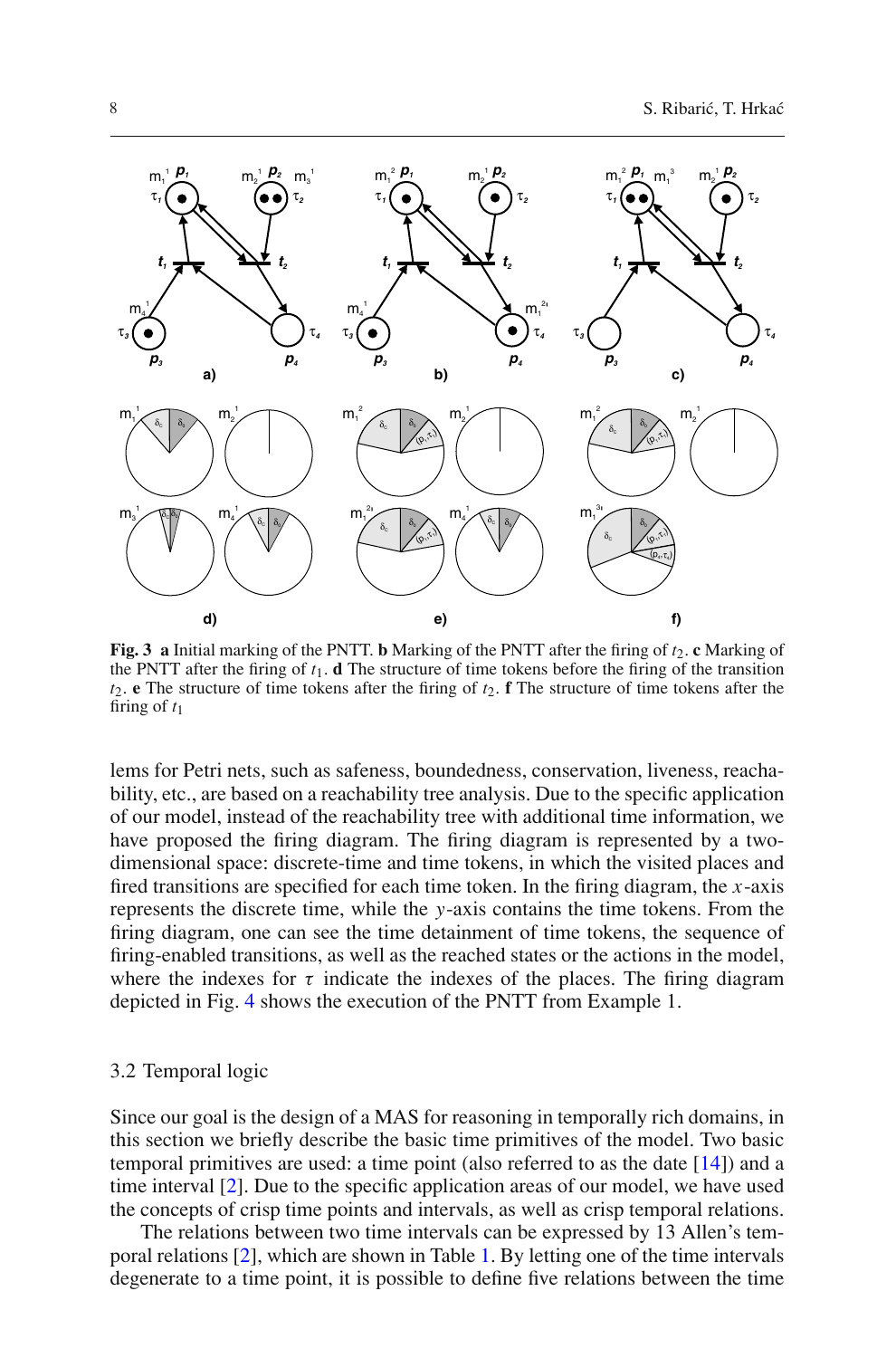**Fig. 3** **a** Initial marking of the PNTT. **b** Marking of the PNTT after the firing of $t_2$. **c** Marking of the PNTT after the firing of $t_1$. **d** The structure of time tokens before the firing of the transition $t_2$. **e** The structure of time tokens after the firing of $t_2$. **f** The structure of time tokens after the firing of $t_1$

lems for Petri nets, such as safeness, boundedness, conservation, liveness, reachability, etc., are based on a reachability tree analysis. Due to the specific application of our model, instead of the reachability tree with additional time information, we have proposed the firing diagram. The firing diagram is represented by a two-dimensional space: discrete-time and time tokens, in which the visited places and fired transitions are specified for each time token. In the firing diagram, the $x$-axis represents the discrete time, while the $y$-axis contains the time tokens. From the firing diagram, one can see the time detainment of time tokens, the sequence of firing-enabled transitions, as well as the reached states or the actions in the model, where the indexes for $\tau$ indicate the indexes of the places. The firing diagram depicted in Fig. 4 shows the execution of the PNTT from Example 1.

### 3.2 Temporal logic

Since our goal is the design of a MAS for reasoning in temporally rich domains, in this section we briefly describe the basic time primitives of the model. Two basic temporal primitives are used: a time point (also referred to as the date [14]) and a time interval [2]. Due to the specific application areas of our model, we have used the concepts of crisp time points and intervals, as well as crisp temporal relations.

The relations between two time intervals can be expressed by 13 Allen's temporal relations [2], which are shown in Table 1. By letting one of the time intervals degenerate to a time point, it is possible to define five relations between the time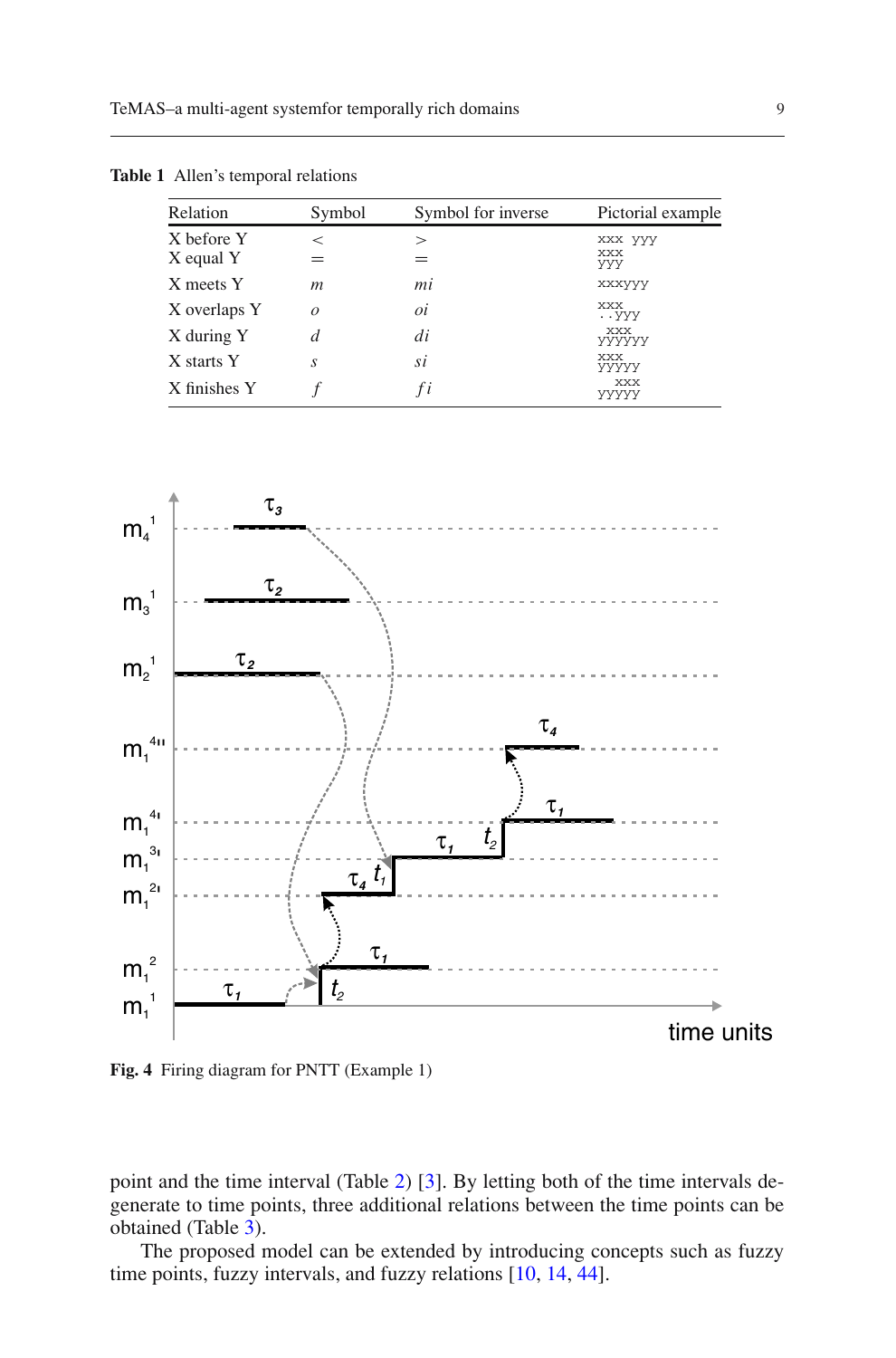**Table 1** Allen's temporal relations

| Relation | Symbol | Symbol for inverse | Pictorial example |
|---|---|---|---|
| X before Y | < | > | xxx yyy |
| X equal Y | = | = | xxx<br>yyy |
| X meets Y | *m* | *mi* | xxxyyy |
| X overlaps Y | *o* | *oi* | xxx<br>..yyy |
| X during Y | *d* | *di* | xxx<br>yyyyyy |
| X starts Y | *s* | *si* | xxx<br>yyyyy |
| X finishes Y | *f* | *fi* | xxx<br>yyyyy |

**Fig. 4** Firing diagram for PNTT (Example 1)

point and the time interval (Table 2) [3]. By letting both of the time intervals degenerate to time points, three additional relations between the time points can be obtained (Table 3).

The proposed model can be extended by introducing concepts such as fuzzy time points, fuzzy intervals, and fuzzy relations [10, 14, 44].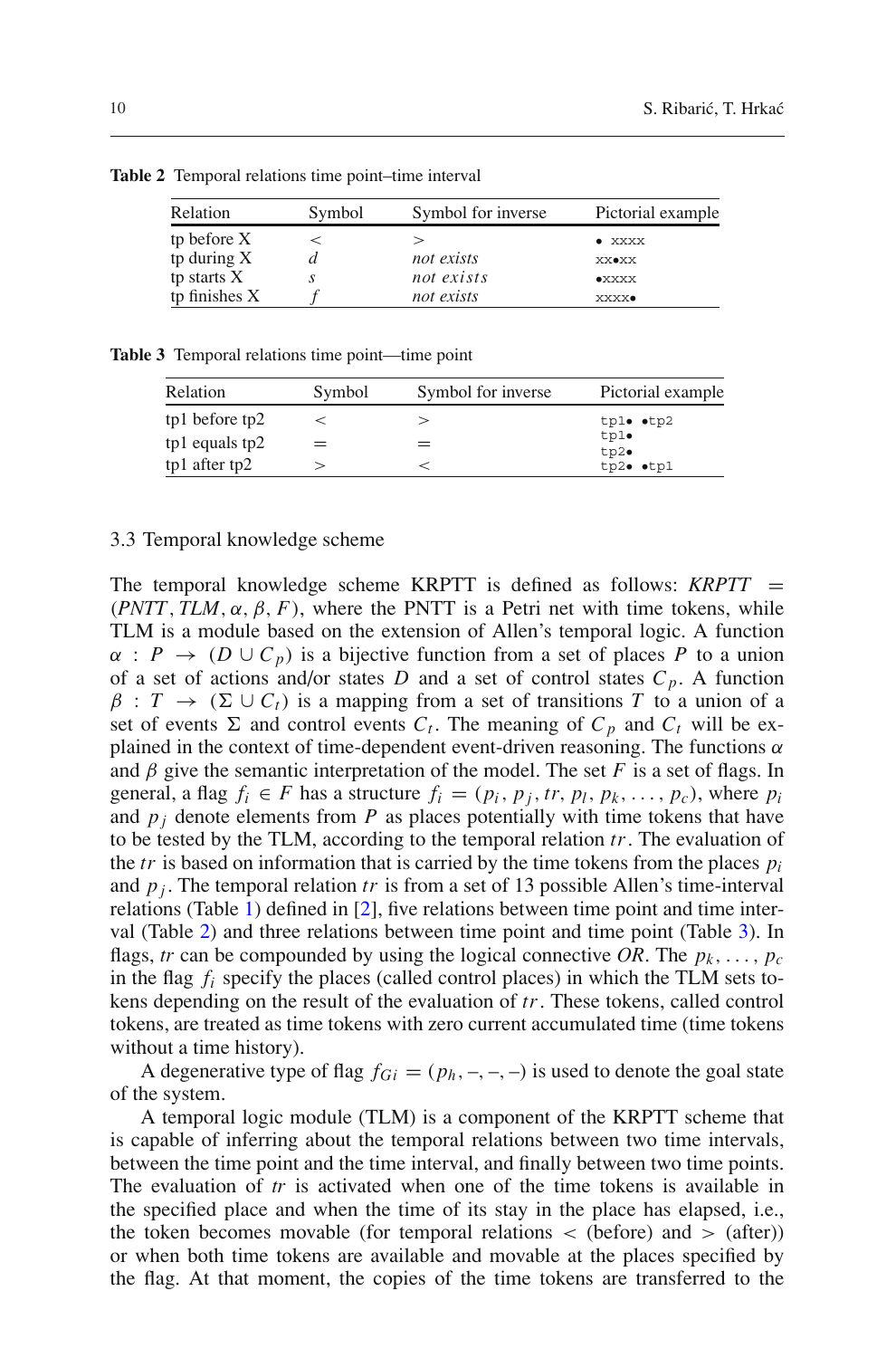**Table 2** Temporal relations time point–time interval

| Relation | Symbol | Symbol for inverse | Pictorial example |
|---|---|---|---|
| tp before X | $<$ | $>$ | • xxxx |
| tp during X | $d$ | *not exists* | xx•xx |
| tp starts X | $s$ | *not exists* | •xxxx |
| tp finishes X | $f$ | *not exists* | xxxx• |

**Table 3** Temporal relations time point—time point

| Relation | Symbol | Symbol for inverse | Pictorial example |
|---|---|---|---|
| tp1 before tp2 | $<$ | $>$ | tp1• •tp2 |
| tp1 equals tp2 | $=$ | $=$ | tp1• tp2• |
| tp1 after tp2 | $>$ | $<$ | tp2• •tp1 |

3.3 Temporal knowledge scheme

The temporal knowledge scheme KRPTT is defined as follows: $KRPTT = (PNTT, TLM, \alpha, \beta, F)$, where the PNTT is a Petri net with time tokens, while TLM is a module based on the extension of Allen's temporal logic. A function $\alpha : P \rightarrow (D \cup C_p)$ is a bijective function from a set of places $P$ to a union of a set of actions and/or states $D$ and a set of control states $C_p$. A function $\beta : T \rightarrow (\Sigma \cup C_t)$ is a mapping from a set of transitions $T$ to a union of a set of events $\Sigma$ and control events $C_t$. The meaning of $C_p$ and $C_t$ will be explained in the context of time-dependent event-driven reasoning. The functions $\alpha$ and $\beta$ give the semantic interpretation of the model. The set $F$ is a set of flags. In general, a flag $f_i \in F$ has a structure $f_i = (p_i, p_j, tr, p_l, p_k, \ldots, p_c)$, where $p_i$ and $p_j$ denote elements from $P$ as places potentially with time tokens that have to be tested by the TLM, according to the temporal relation $tr$. The evaluation of the $tr$ is based on information that is carried by the time tokens from the places $p_i$ and $p_j$. The temporal relation $tr$ is from a set of 13 possible Allen's time-interval relations (Table 1) defined in [2], five relations between time point and time interval (Table 2) and three relations between time point and time point (Table 3). In flags, $tr$ can be compounded by using the logical connective *OR*. The $p_k, \ldots, p_c$ in the flag $f_i$ specify the places (called control places) in which the TLM sets tokens depending on the result of the evaluation of $tr$. These tokens, called control tokens, are treated as time tokens with zero current accumulated time (time tokens without a time history).

A degenerative type of flag $f_{Gi} = (p_h, -, -, -)$ is used to denote the goal state of the system.

A temporal logic module (TLM) is a component of the KRPTT scheme that is capable of inferring about the temporal relations between two time intervals, between the time point and the time interval, and finally between two time points. The evaluation of $tr$ is activated when one of the time tokens is available in the specified place and when the time of its stay in the place has elapsed, i.e., the token becomes movable (for temporal relations $<$ (before) and $>$ (after)) or when both time tokens are available and movable at the places specified by the flag. At that moment, the copies of the time tokens are transferred to the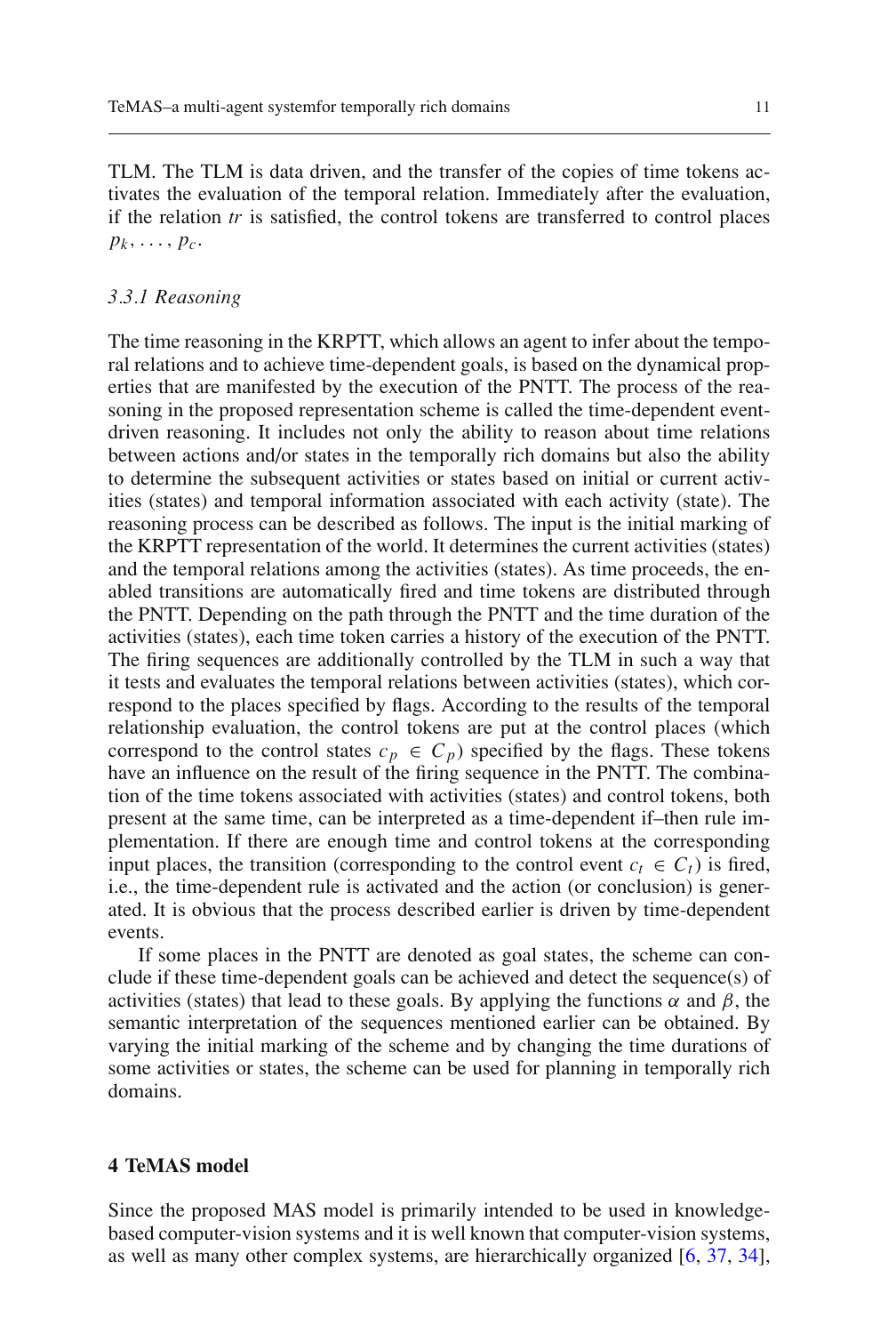TLM. The TLM is data driven, and the transfer of the copies of time tokens activates the evaluation of the temporal relation. Immediately after the evaluation, if the relation *tr* is satisfied, the control tokens are transferred to control places $p_k, \ldots, p_c$.

### *3.3.1 Reasoning*

The time reasoning in the KRPTT, which allows an agent to infer about the temporal relations and to achieve time-dependent goals, is based on the dynamical properties that are manifested by the execution of the PNTT. The process of the reasoning in the proposed representation scheme is called the time-dependent event-driven reasoning. It includes not only the ability to reason about time relations between actions and/or states in the temporally rich domains but also the ability to determine the subsequent activities or states based on initial or current activities (states) and temporal information associated with each activity (state). The reasoning process can be described as follows. The input is the initial marking of the KRPTT representation of the world. It determines the current activities (states) and the temporal relations among the activities (states). As time proceeds, the enabled transitions are automatically fired and time tokens are distributed through the PNTT. Depending on the path through the PNTT and the time duration of the activities (states), each time token carries a history of the execution of the PNTT. The firing sequences are additionally controlled by the TLM in such a way that it tests and evaluates the temporal relations between activities (states), which correspond to the places specified by flags. According to the results of the temporal relationship evaluation, the control tokens are put at the control places (which correspond to the control states $c_p \in C_p$) specified by the flags. These tokens have an influence on the result of the firing sequence in the PNTT. The combination of the time tokens associated with activities (states) and control tokens, both present at the same time, can be interpreted as a time-dependent if–then rule implementation. If there are enough time and control tokens at the corresponding input places, the transition (corresponding to the control event $c_t \in C_t$) is fired, i.e., the time-dependent rule is activated and the action (or conclusion) is generated. It is obvious that the process described earlier is driven by time-dependent events.

If some places in the PNTT are denoted as goal states, the scheme can conclude if these time-dependent goals can be achieved and detect the sequence(s) of activities (states) that lead to these goals. By applying the functions $\alpha$ and $\beta$, the semantic interpretation of the sequences mentioned earlier can be obtained. By varying the initial marking of the scheme and by changing the time durations of some activities or states, the scheme can be used for planning in temporally rich domains.

## 4 TeMAS model

Since the proposed MAS model is primarily intended to be used in knowledge-based computer-vision systems and it is well known that computer-vision systems, as well as many other complex systems, are hierarchically organized [6, 37, 34],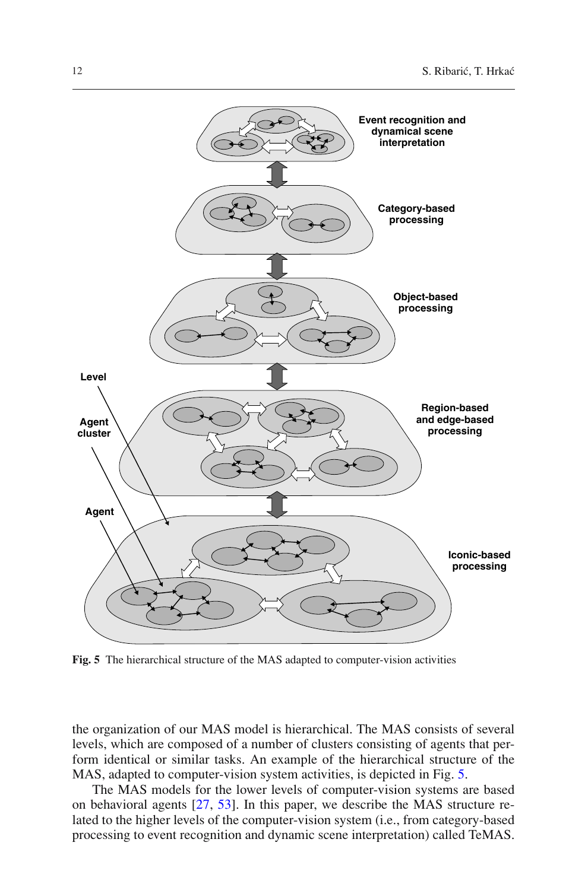Fig. 5 The hierarchical structure of the MAS adapted to computer-vision activities

the organization of our MAS model is hierarchical. The MAS consists of several levels, which are composed of a number of clusters consisting of agents that perform identical or similar tasks. An example of the hierarchical structure of the MAS, adapted to computer-vision system activities, is depicted in Fig. 5.

The MAS models for the lower levels of computer-vision systems are based on behavioral agents [27, 53]. In this paper, we describe the MAS structure related to the higher levels of the computer-vision system (i.e., from category-based processing to event recognition and dynamic scene interpretation) called TeMAS.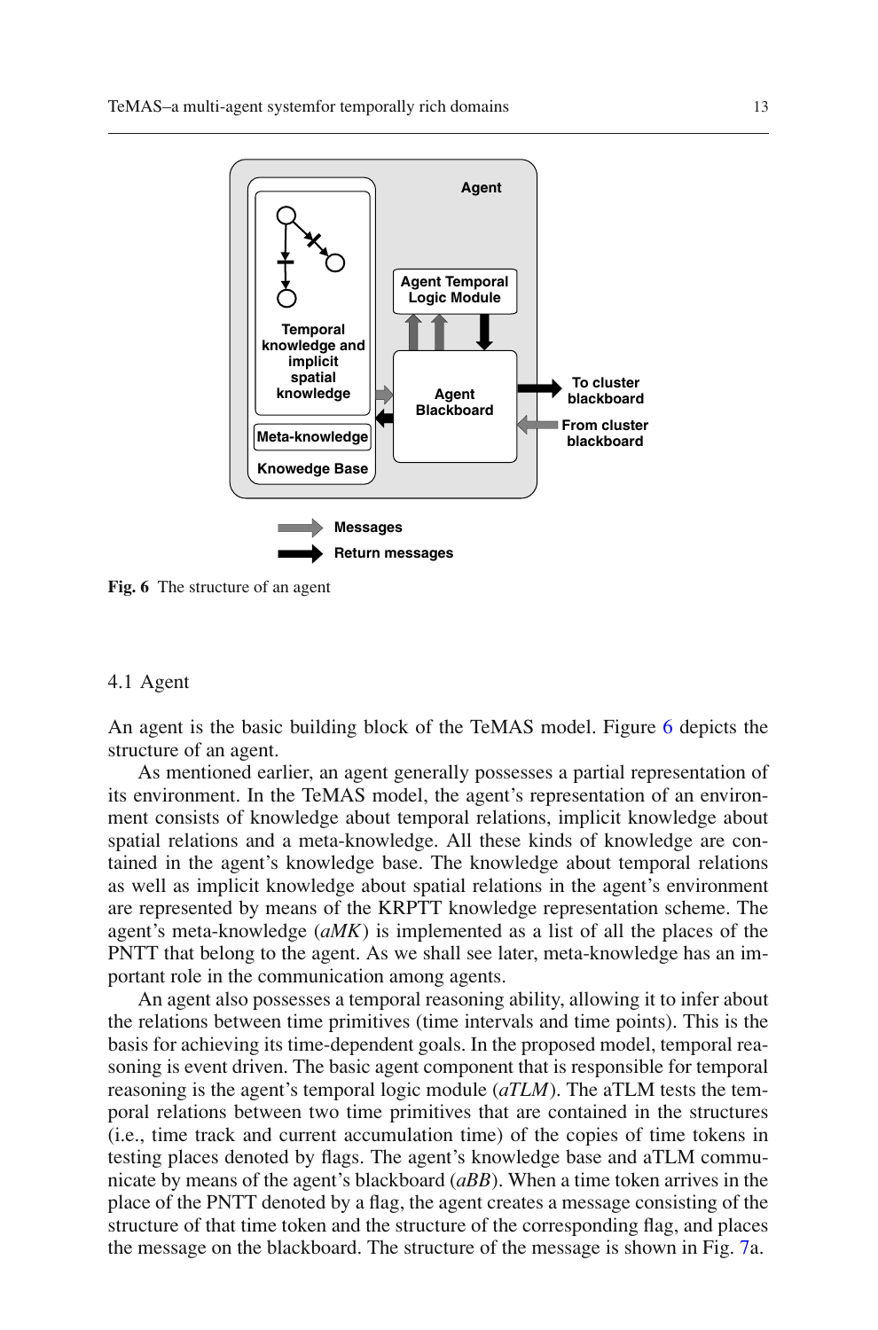**Fig. 6** The structure of an agent

### 4.1 Agent

An agent is the basic building block of the TeMAS model. Figure 6 depicts the structure of an agent.

As mentioned earlier, an agent generally possesses a partial representation of its environment. In the TeMAS model, the agent's representation of an environment consists of knowledge about temporal relations, implicit knowledge about spatial relations and a meta-knowledge. All these kinds of knowledge are contained in the agent's knowledge base. The knowledge about temporal relations as well as implicit knowledge about spatial relations in the agent's environment are represented by means of the KRPTT knowledge representation scheme. The agent's meta-knowledge (*aMK*) is implemented as a list of all the places of the PNTT that belong to the agent. As we shall see later, meta-knowledge has an important role in the communication among agents.

An agent also possesses a temporal reasoning ability, allowing it to infer about the relations between time primitives (time intervals and time points). This is the basis for achieving its time-dependent goals. In the proposed model, temporal reasoning is event driven. The basic agent component that is responsible for temporal reasoning is the agent's temporal logic module (*aTLM*). The aTLM tests the temporal relations between two time primitives that are contained in the structures (i.e., time track and current accumulation time) of the copies of time tokens in testing places denoted by flags. The agent's knowledge base and aTLM communicate by means of the agent's blackboard (*aBB*). When a time token arrives in the place of the PNTT denoted by a flag, the agent creates a message consisting of the structure of that time token and the structure of the corresponding flag, and places the message on the blackboard. The structure of the message is shown in Fig. 7a.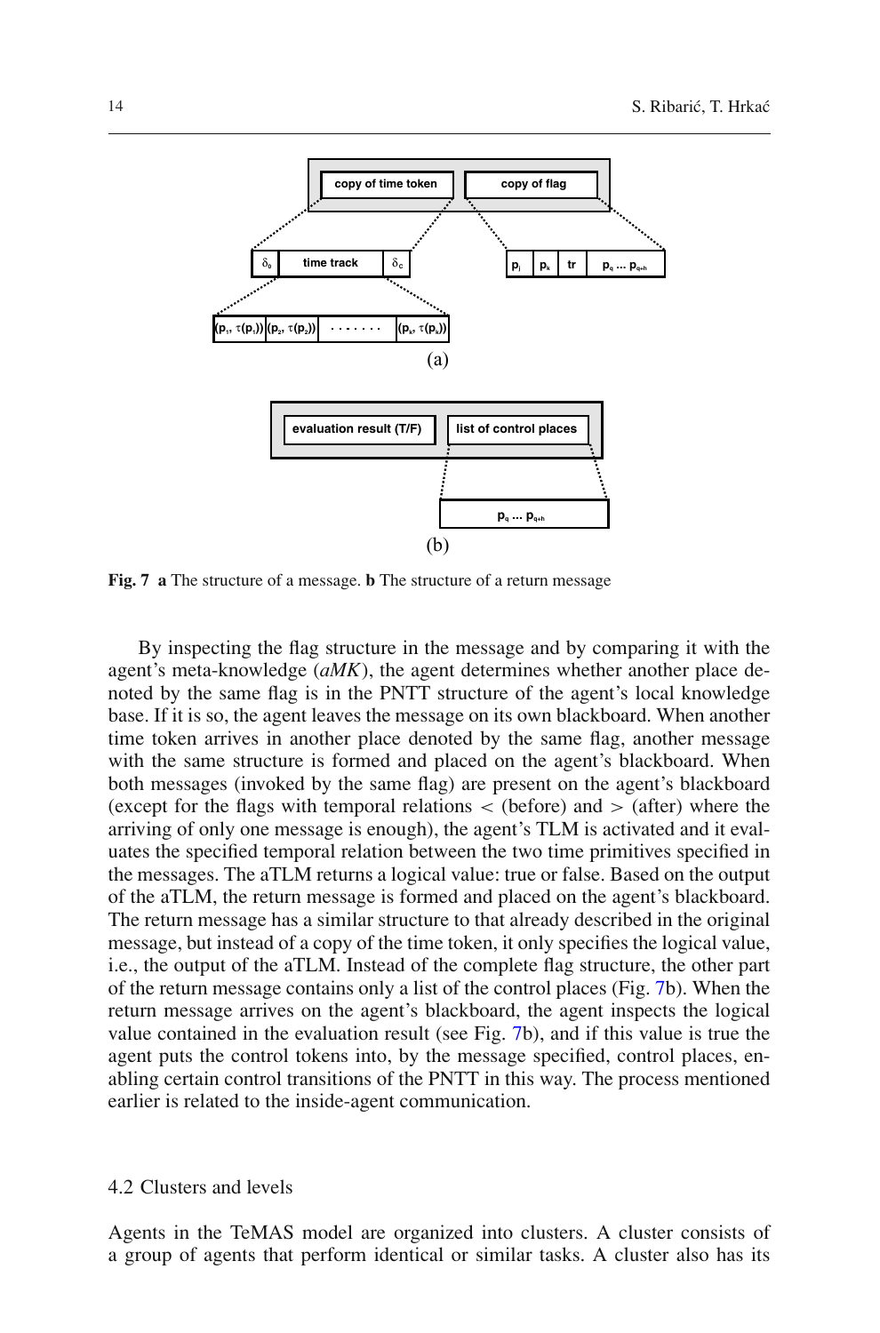copy of time token

copy of flag

$\delta_0$ time track $\delta_c$

$p_j$ $p_k$ tr $p_q \ldots p_{q+h}$

$(p_1, \tau(p_1))$ $(p_2, \tau(p_2))$ ....... $(p_x, \tau(p_x))$

(a)

evaluation result (T/F)

list of control places

$p_q \ldots p_{q+h}$

(b)

**Fig. 7** **a** The structure of a message. **b** The structure of a return message

By inspecting the flag structure in the message and by comparing it with the agent's meta-knowledge (*aMK*), the agent determines whether another place denoted by the same flag is in the PNTT structure of the agent's local knowledge base. If it is so, the agent leaves the message on its own blackboard. When another time token arrives in another place denoted by the same flag, another message with the same structure is formed and placed on the agent's blackboard. When both messages (invoked by the same flag) are present on the agent's blackboard (except for the flags with temporal relations $<$ (before) and $>$ (after) where the arriving of only one message is enough), the agent's TLM is activated and it evaluates the specified temporal relation between the two time primitives specified in the messages. The aTLM returns a logical value: true or false. Based on the output of the aTLM, the return message is formed and placed on the agent's blackboard. The return message has a similar structure to that already described in the original message, but instead of a copy of the time token, it only specifies the logical value, i.e., the output of the aTLM. Instead of the complete flag structure, the other part of the return message contains only a list of the control places (Fig. 7b). When the return message arrives on the agent's blackboard, the agent inspects the logical value contained in the evaluation result (see Fig. 7b), and if this value is true the agent puts the control tokens into, by the message specified, control places, enabling certain control transitions of the PNTT in this way. The process mentioned earlier is related to the inside-agent communication.

### 4.2 Clusters and levels

Agents in the TeMAS model are organized into clusters. A cluster consists of a group of agents that perform identical or similar tasks. A cluster also has its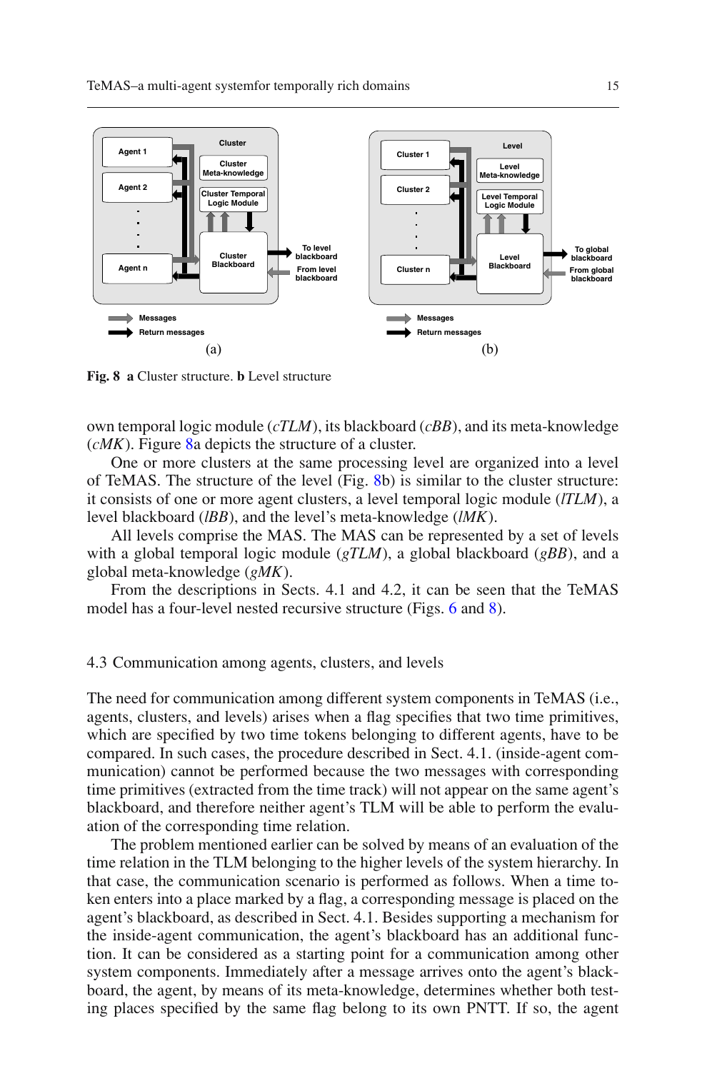Fig. 8 **a** Cluster structure. **b** Level structure

own temporal logic module (*cTLM*), its blackboard (*cBB*), and its meta-knowledge (*cMK*). Figure 8a depicts the structure of a cluster.

One or more clusters at the same processing level are organized into a level of TeMAS. The structure of the level (Fig. 8b) is similar to the cluster structure: it consists of one or more agent clusters, a level temporal logic module (*lTLM*), a level blackboard (*lBB*), and the level's meta-knowledge (*lMK*).

All levels comprise the MAS. The MAS can be represented by a set of levels with a global temporal logic module (*gTLM*), a global blackboard (*gBB*), and a global meta-knowledge (*gMK*).

From the descriptions in Sects. 4.1 and 4.2, it can be seen that the TeMAS model has a four-level nested recursive structure (Figs. 6 and 8).

### 4.3 Communication among agents, clusters, and levels

The need for communication among different system components in TeMAS (i.e., agents, clusters, and levels) arises when a flag specifies that two time primitives, which are specified by two time tokens belonging to different agents, have to be compared. In such cases, the procedure described in Sect. 4.1. (inside-agent communication) cannot be performed because the two messages with corresponding time primitives (extracted from the time track) will not appear on the same agent's blackboard, and therefore neither agent's TLM will be able to perform the evaluation of the corresponding time relation.

The problem mentioned earlier can be solved by means of an evaluation of the time relation in the TLM belonging to the higher levels of the system hierarchy. In that case, the communication scenario is performed as follows. When a time token enters into a place marked by a flag, a corresponding message is placed on the agent's blackboard, as described in Sect. 4.1. Besides supporting a mechanism for the inside-agent communication, the agent's blackboard has an additional function. It can be considered as a starting point for a communication among other system components. Immediately after a message arrives onto the agent's blackboard, the agent, by means of its meta-knowledge, determines whether both testing places specified by the same flag belong to its own PNTT. If so, the agent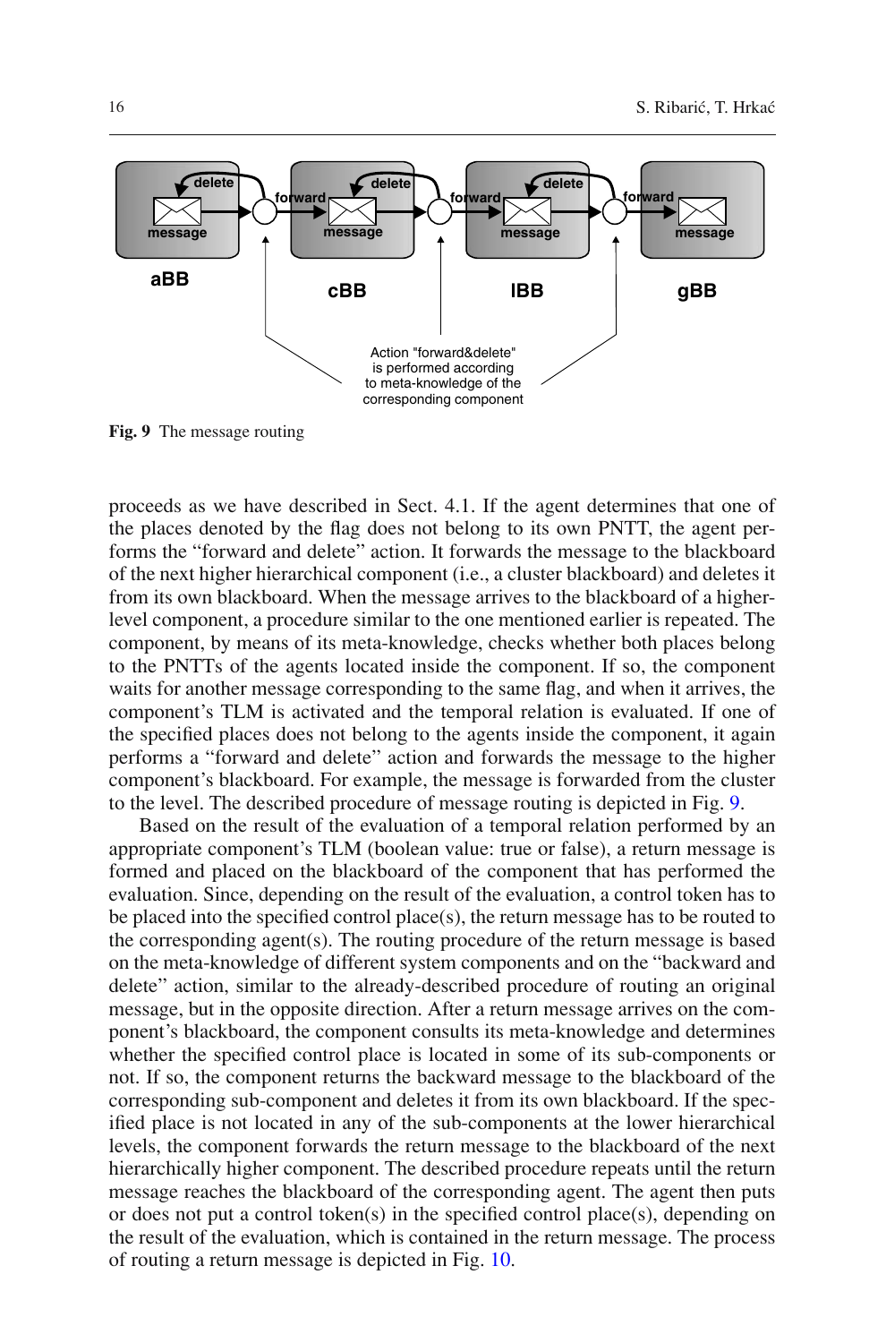Fig. 9 The message routing

proceeds as we have described in Sect. 4.1. If the agent determines that one of the places denoted by the flag does not belong to its own PNTT, the agent performs the "forward and delete" action. It forwards the message to the blackboard of the next higher hierarchical component (i.e., a cluster blackboard) and deletes it from its own blackboard. When the message arrives to the blackboard of a higher-level component, a procedure similar to the one mentioned earlier is repeated. The component, by means of its meta-knowledge, checks whether both places belong to the PNTTs of the agents located inside the component. If so, the component waits for another message corresponding to the same flag, and when it arrives, the component's TLM is activated and the temporal relation is evaluated. If one of the specified places does not belong to the agents inside the component, it again performs a "forward and delete" action and forwards the message to the higher component's blackboard. For example, the message is forwarded from the cluster to the level. The described procedure of message routing is depicted in Fig. 9.

Based on the result of the evaluation of a temporal relation performed by an appropriate component's TLM (boolean value: true or false), a return message is formed and placed on the blackboard of the component that has performed the evaluation. Since, depending on the result of the evaluation, a control token has to be placed into the specified control place(s), the return message has to be routed to the corresponding agent(s). The routing procedure of the return message is based on the meta-knowledge of different system components and on the "backward and delete" action, similar to the already-described procedure of routing an original message, but in the opposite direction. After a return message arrives on the component's blackboard, the component consults its meta-knowledge and determines whether the specified control place is located in some of its sub-components or not. If so, the component returns the backward message to the blackboard of the corresponding sub-component and deletes it from its own blackboard. If the specified place is not located in any of the sub-components at the lower hierarchical levels, the component forwards the return message to the blackboard of the next hierarchically higher component. The described procedure repeats until the return message reaches the blackboard of the corresponding agent. The agent then puts or does not put a control token(s) in the specified control place(s), depending on the result of the evaluation, which is contained in the return message. The process of routing a return message is depicted in Fig. 10.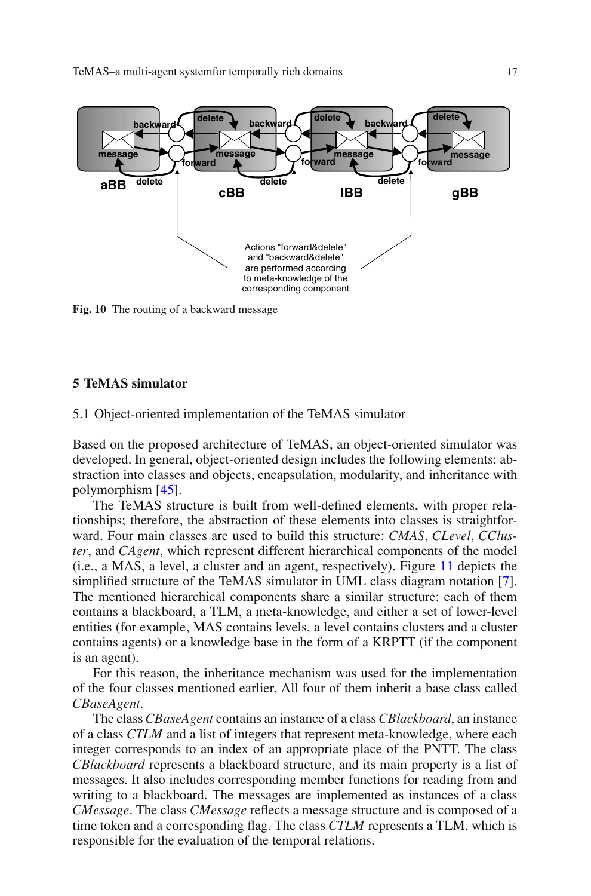Fig. 10 The routing of a backward message

## 5 TeMAS simulator

### 5.1 Object-oriented implementation of the TeMAS simulator

Based on the proposed architecture of TeMAS, an object-oriented simulator was developed. In general, object-oriented design includes the following elements: abstraction into classes and objects, encapsulation, modularity, and inheritance with polymorphism [45].

The TeMAS structure is built from well-defined elements, with proper relationships; therefore, the abstraction of these elements into classes is straightforward. Four main classes are used to build this structure: *CMAS*, *CLevel*, *CCluster*, and *CAgent*, which represent different hierarchical components of the model (i.e., a MAS, a level, a cluster and an agent, respectively). Figure 11 depicts the simplified structure of the TeMAS simulator in UML class diagram notation [7]. The mentioned hierarchical components share a similar structure: each of them contains a blackboard, a TLM, a meta-knowledge, and either a set of lower-level entities (for example, MAS contains levels, a level contains clusters and a cluster contains agents) or a knowledge base in the form of a KRPTT (if the component is an agent).

For this reason, the inheritance mechanism was used for the implementation of the four classes mentioned earlier. All four of them inherit a base class called *CBaseAgent*.

The class *CBaseAgent* contains an instance of a class *CBlackboard*, an instance of a class *CTLM* and a list of integers that represent meta-knowledge, where each integer corresponds to an index of an appropriate place of the PNTT. The class *CBlackboard* represents a blackboard structure, and its main property is a list of messages. It also includes corresponding member functions for reading from and writing to a blackboard. The messages are implemented as instances of a class *CMessage*. The class *CMessage* reflects a message structure and is composed of a time token and a corresponding flag. The class *CTLM* represents a TLM, which is responsible for the evaluation of the temporal relations.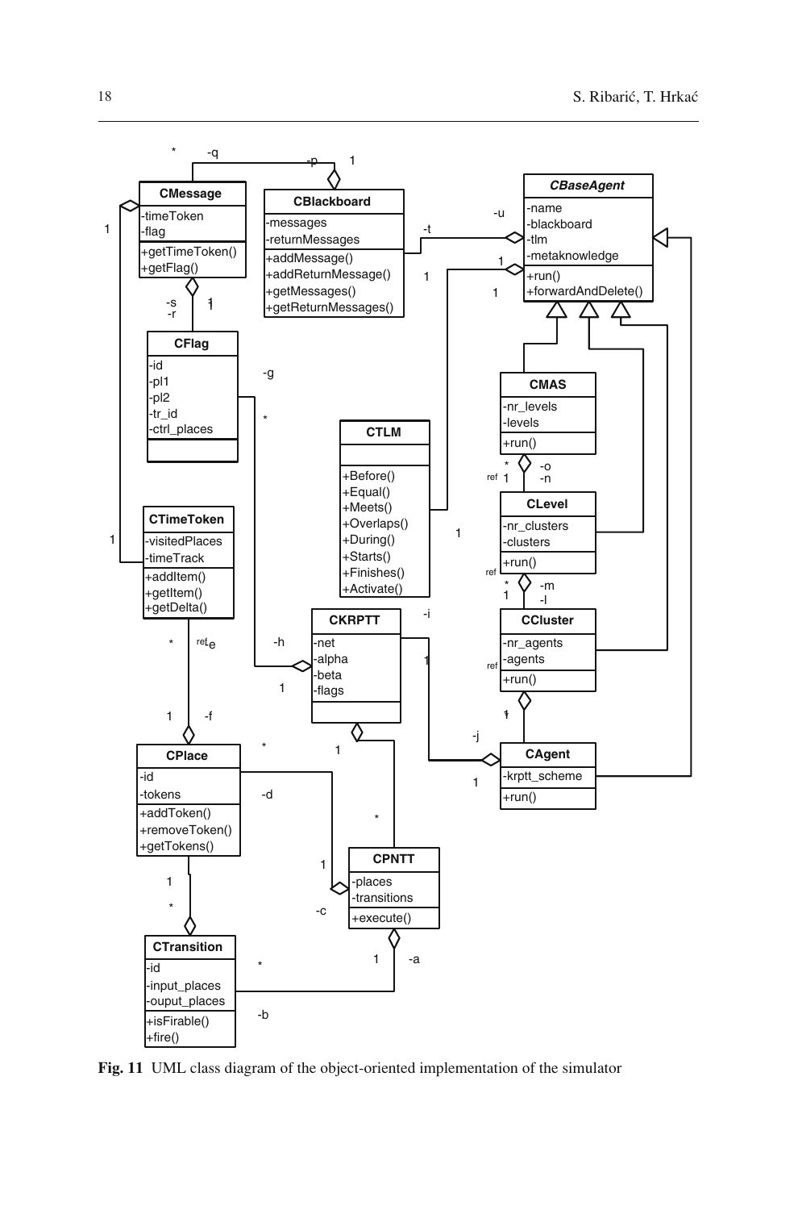**CMessage**
- -timeToken
- -flag
- +getTimeToken()
- +getFlag()

**CBlackboard**
- -messages
- -returnMessages
- +addMessage()
- +addReturnMessage()
- +getMessages()
- +getReturnMessages()

***CBaseAgent***
- -name
- -blackboard
- -tlm
- -metaknowledge
- +run()
- +forwardAndDelete()

**CFlag**
- -id
- -pl1
- -pl2
- -tr_id
- -ctrl_places

**CTLM**
- +Before()
- +Equal()
- +Meets()
- +Overlaps()
- +During()
- +Starts()
- +Finishes()
- +Activate()

**CMAS**
- -nr_levels
- -levels
- +run()

**CLevel**
- -nr_clusters
- -clusters
- +run()

**CTimeToken**
- -visitedPlaces
- -timeTrack
- +addItem()
- +getItem()
- +getDelta()

**CKRPTT**
- -net
- -alpha
- -beta
- -flags

**CCluster**
- -nr_agents
- -agents
- +run()

**CAgent**
- -krptt_scheme
- +run()

**CPlace**
- -id
- -tokens
- +addToken()
- +removeToken()
- +getTokens()

**CPNTT**
- -places
- -transitions
- +execute()

**CTransition**
- -id
- -input_places
- -ouput_places
- +isFirable()
- +fire()

**Fig. 11** UML class diagram of the object-oriented implementation of the simulator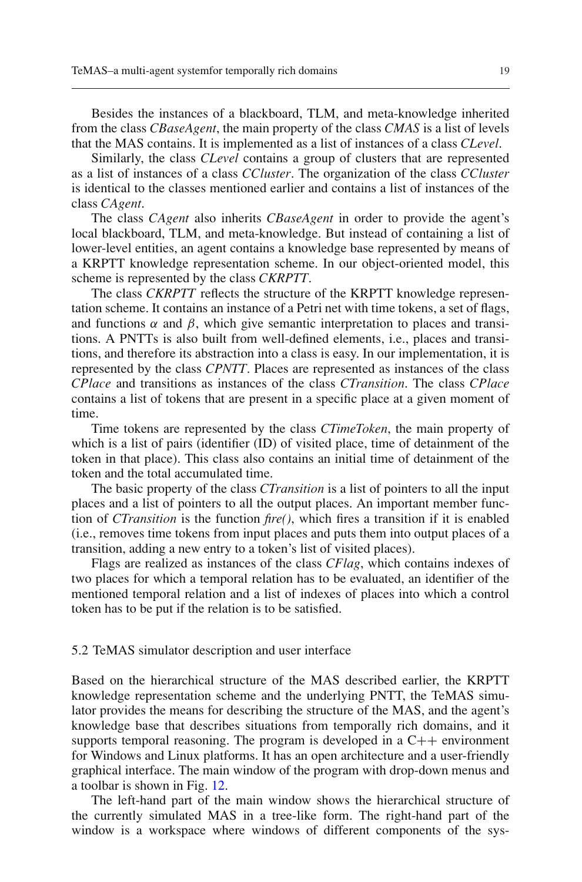Besides the instances of a blackboard, TLM, and meta-knowledge inherited from the class *CBaseAgent*, the main property of the class *CMAS* is a list of levels that the MAS contains. It is implemented as a list of instances of a class *CLevel*.

Similarly, the class *CLevel* contains a group of clusters that are represented as a list of instances of a class *CCluster*. The organization of the class *CCluster* is identical to the classes mentioned earlier and contains a list of instances of the class *CAgent*.

The class *CAgent* also inherits *CBaseAgent* in order to provide the agent's local blackboard, TLM, and meta-knowledge. But instead of containing a list of lower-level entities, an agent contains a knowledge base represented by means of a KRPTT knowledge representation scheme. In our object-oriented model, this scheme is represented by the class *CKRPTT*.

The class *CKRPTT* reflects the structure of the KRPTT knowledge representation scheme. It contains an instance of a Petri net with time tokens, a set of flags, and functions $\alpha$ and $\beta$, which give semantic interpretation to places and transitions. A PNTTs is also built from well-defined elements, i.e., places and transitions, and therefore its abstraction into a class is easy. In our implementation, it is represented by the class *CPNTT*. Places are represented as instances of the class *CPlace* and transitions as instances of the class *CTransition*. The class *CPlace* contains a list of tokens that are present in a specific place at a given moment of time.

Time tokens are represented by the class *CTimeToken*, the main property of which is a list of pairs (identifier (ID) of visited place, time of detainment of the token in that place). This class also contains an initial time of detainment of the token and the total accumulated time.

The basic property of the class *CTransition* is a list of pointers to all the input places and a list of pointers to all the output places. An important member function of *CTransition* is the function *fire()*, which fires a transition if it is enabled (i.e., removes time tokens from input places and puts them into output places of a transition, adding a new entry to a token's list of visited places).

Flags are realized as instances of the class *CFlag*, which contains indexes of two places for which a temporal relation has to be evaluated, an identifier of the mentioned temporal relation and a list of indexes of places into which a control token has to be put if the relation is to be satisfied.

### 5.2 TeMAS simulator description and user interface

Based on the hierarchical structure of the MAS described earlier, the KRPTT knowledge representation scheme and the underlying PNTT, the TeMAS simulator provides the means for describing the structure of the MAS, and the agent's knowledge base that describes situations from temporally rich domains, and it supports temporal reasoning. The program is developed in a C++ environment for Windows and Linux platforms. It has an open architecture and a user-friendly graphical interface. The main window of the program with drop-down menus and a toolbar is shown in Fig. 12.

The left-hand part of the main window shows the hierarchical structure of the currently simulated MAS in a tree-like form. The right-hand part of the window is a workspace where windows of different components of the sys-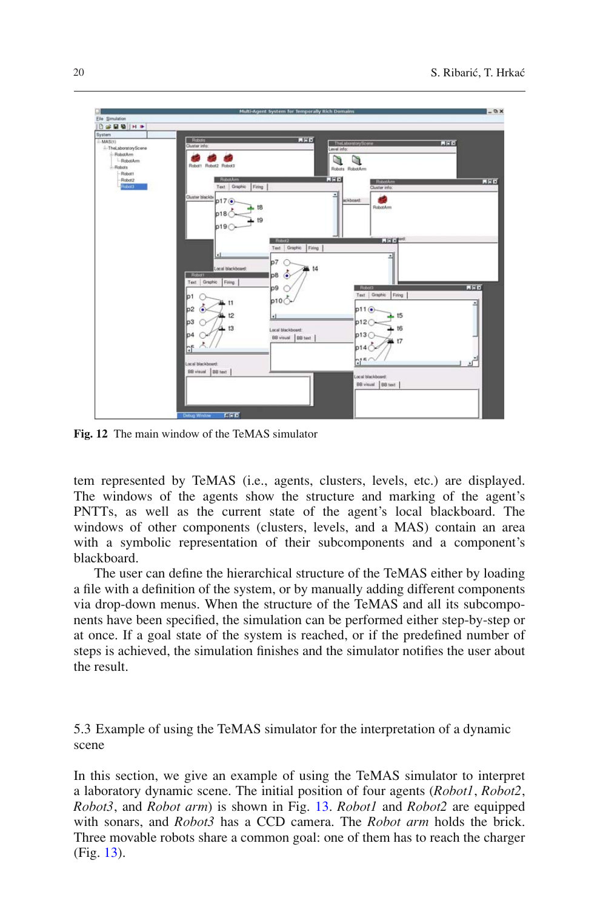**Fig. 12** The main window of the TeMAS simulator

tem represented by TeMAS (i.e., agents, clusters, levels, etc.) are displayed. The windows of the agents show the structure and marking of the agent's PNTTs, as well as the current state of the agent's local blackboard. The windows of other components (clusters, levels, and a MAS) contain an area with a symbolic representation of their subcomponents and a component's blackboard.

The user can define the hierarchical structure of the TeMAS either by loading a file with a definition of the system, or by manually adding different components via drop-down menus. When the structure of the TeMAS and all its subcomponents have been specified, the simulation can be performed either step-by-step or at once. If a goal state of the system is reached, or if the predefined number of steps is achieved, the simulation finishes and the simulator notifies the user about the result.

## 5.3 Example of using the TeMAS simulator for the interpretation of a dynamic scene

In this section, we give an example of using the TeMAS simulator to interpret a laboratory dynamic scene. The initial position of four agents (*Robot1*, *Robot2*, *Robot3*, and *Robot arm*) is shown in Fig. 13. *Robot1* and *Robot2* are equipped with sonars, and *Robot3* has a CCD camera. The *Robot arm* holds the brick. Three movable robots share a common goal: one of them has to reach the charger (Fig. 13).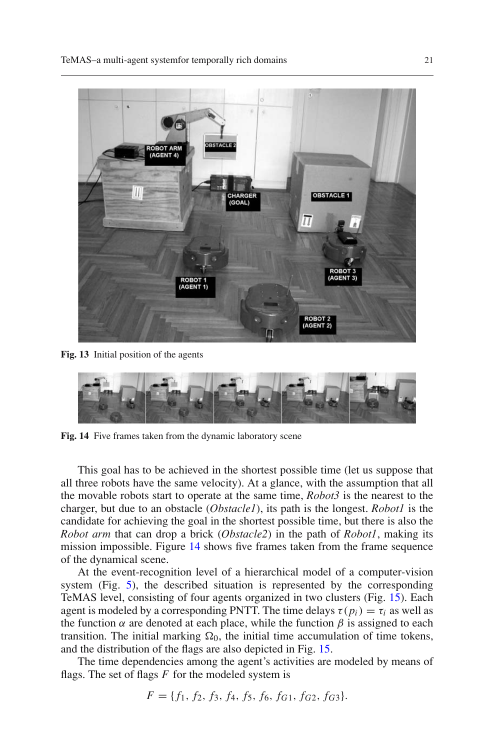Fig. 13 Initial position of the agents

Fig. 14 Five frames taken from the dynamic laboratory scene

This goal has to be achieved in the shortest possible time (let us suppose that all three robots have the same velocity). At a glance, with the assumption that all the movable robots start to operate at the same time, *Robot3* is the nearest to the charger, but due to an obstacle (*Obstacle1*), its path is the longest. *Robot1* is the candidate for achieving the goal in the shortest possible time, but there is also the *Robot arm* that can drop a brick (*Obstacle2*) in the path of *Robot1*, making its mission impossible. Figure 14 shows five frames taken from the frame sequence of the dynamical scene.

At the event-recognition level of a hierarchical model of a computer-vision system (Fig. 5), the described situation is represented by the corresponding TeMAS level, consisting of four agents organized in two clusters (Fig. 15). Each agent is modeled by a corresponding PNTT. The time delays $\tau(p_i) = \tau_i$ as well as the function $\alpha$ are denoted at each place, while the function $\beta$ is assigned to each transition. The initial marking $\Omega_0$, the initial time accumulation of time tokens, and the distribution of the flags are also depicted in Fig. 15.

The time dependencies among the agent's activities are modeled by means of flags. The set of flags $F$ for the modeled system is

$$F = \{f_1, f_2, f_3, f_4, f_5, f_6, f_{G1}, f_{G2}, f_{G3}\}.$$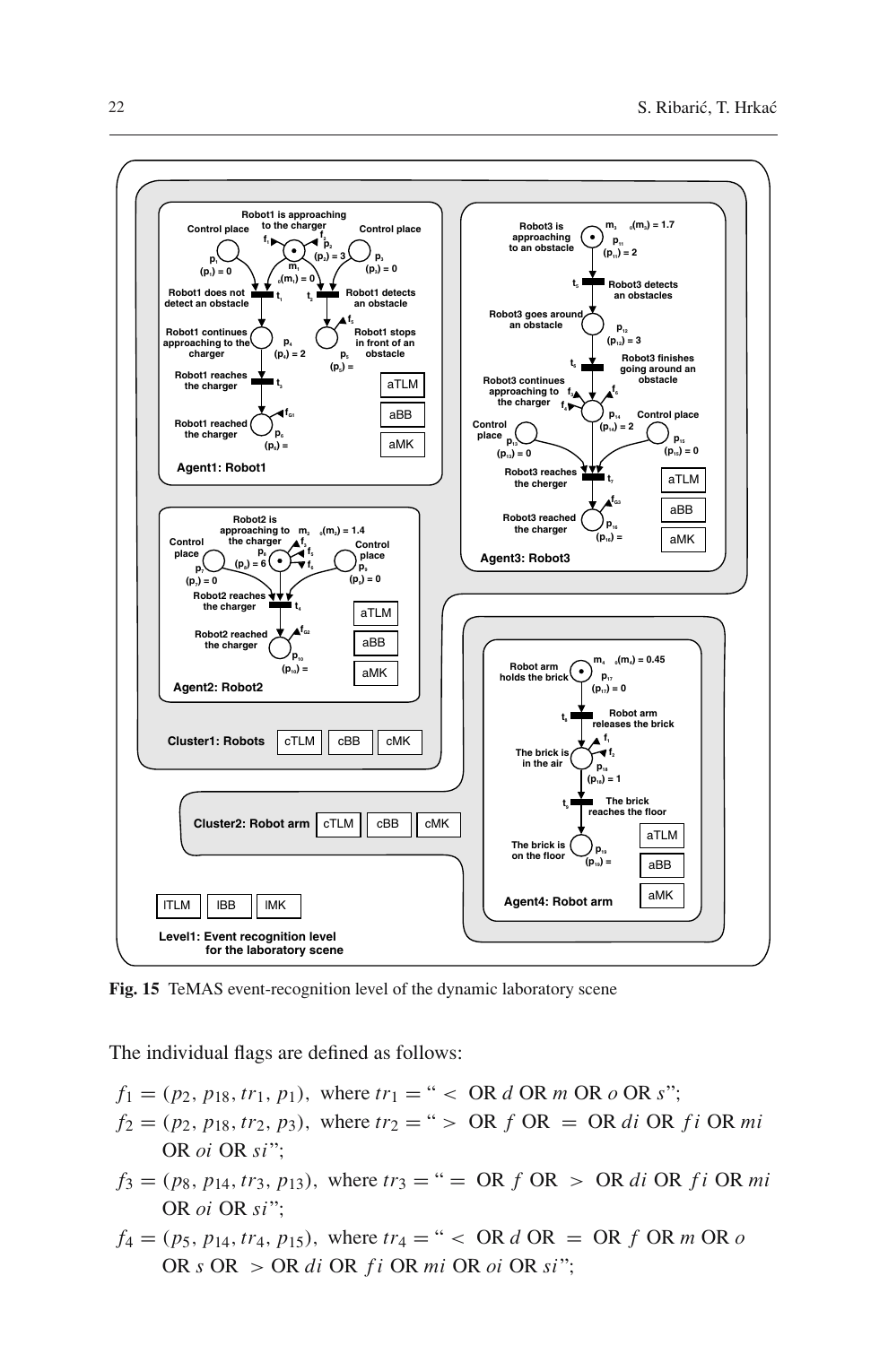Fig. 15 TeMAS event-recognition level of the dynamic laboratory scene

The individual flags are defined as follows:

$f_1 = (p_2, p_{18}, tr_1, p_1)$, where $tr_1 =$ " $<$ OR $d$ OR $m$ OR $o$ OR $s$";

$f_2 = (p_2, p_{18}, tr_2, p_3)$, where $tr_2 =$ " $>$ OR $f$ OR $=$ OR $di$ OR $fi$ OR $mi$ OR $oi$ OR $si$";

$f_3 = (p_8, p_{14}, tr_3, p_{13})$, where $tr_3 =$ " $=$ OR $f$ OR $>$ OR $di$ OR $fi$ OR $mi$ OR $oi$ OR $si$";

$f_4 = (p_5, p_{14}, tr_4, p_{15})$, where $tr_4 =$ " $<$ OR $d$ OR $=$ OR $f$ OR $m$ OR $o$ OR $s$ OR $>$ OR $di$ OR $fi$ OR $mi$ OR $oi$ OR $si$";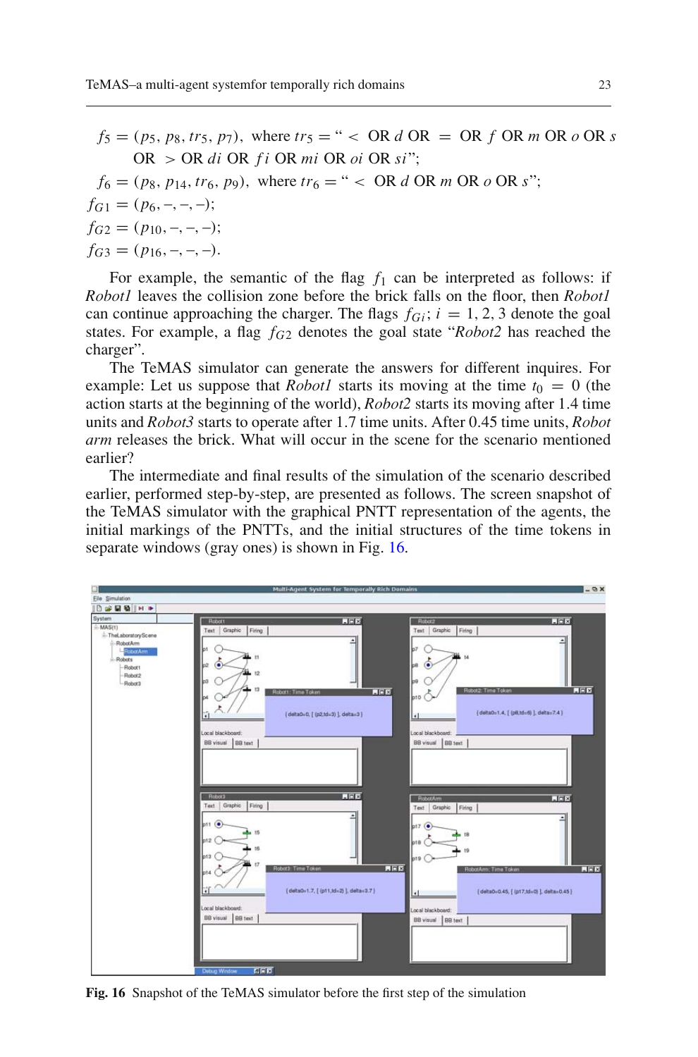$f_5 = (p_5, p_8, tr_5, p_7)$, where $tr_5 =$ " $<$ OR $d$ OR $=$ OR $f$ OR $m$ OR $o$ OR $s$ OR $>$ OR $di$ OR $fi$ OR $mi$ OR $oi$ OR $si$";

$f_6 = (p_8, p_{14}, tr_6, p_9)$, where $tr_6 =$ " $<$ OR $d$ OR $m$ OR $o$ OR $s$";

$f_{G1} = (p_6, -, -, -)$;

$f_{G2} = (p_{10}, -, -, -)$;

$f_{G3} = (p_{16}, -, -, -)$.

For example, the semantic of the flag $f_1$ can be interpreted as follows: if *Robot1* leaves the collision zone before the brick falls on the floor, then *Robot1* can continue approaching the charger. The flags $f_{Gi}$; $i = 1, 2, 3$ denote the goal states. For example, a flag $f_{G2}$ denotes the goal state "*Robot2* has reached the charger".

The TeMAS simulator can generate the answers for different inquires. For example: Let us suppose that *Robot1* starts its moving at the time $t_0 = 0$ (the action starts at the beginning of the world), *Robot2* starts its moving after 1.4 time units and *Robot3* starts to operate after 1.7 time units. After 0.45 time units, *Robot arm* releases the brick. What will occur in the scene for the scenario mentioned earlier?

The intermediate and final results of the simulation of the scenario described earlier, performed step-by-step, are presented as follows. The screen snapshot of the TeMAS simulator with the graphical PNTT representation of the agents, the initial markings of the PNTTs, and the initial structures of the time tokens in separate windows (gray ones) is shown in Fig. 16.

**Fig. 16** Snapshot of the TeMAS simulator before the first step of the simulation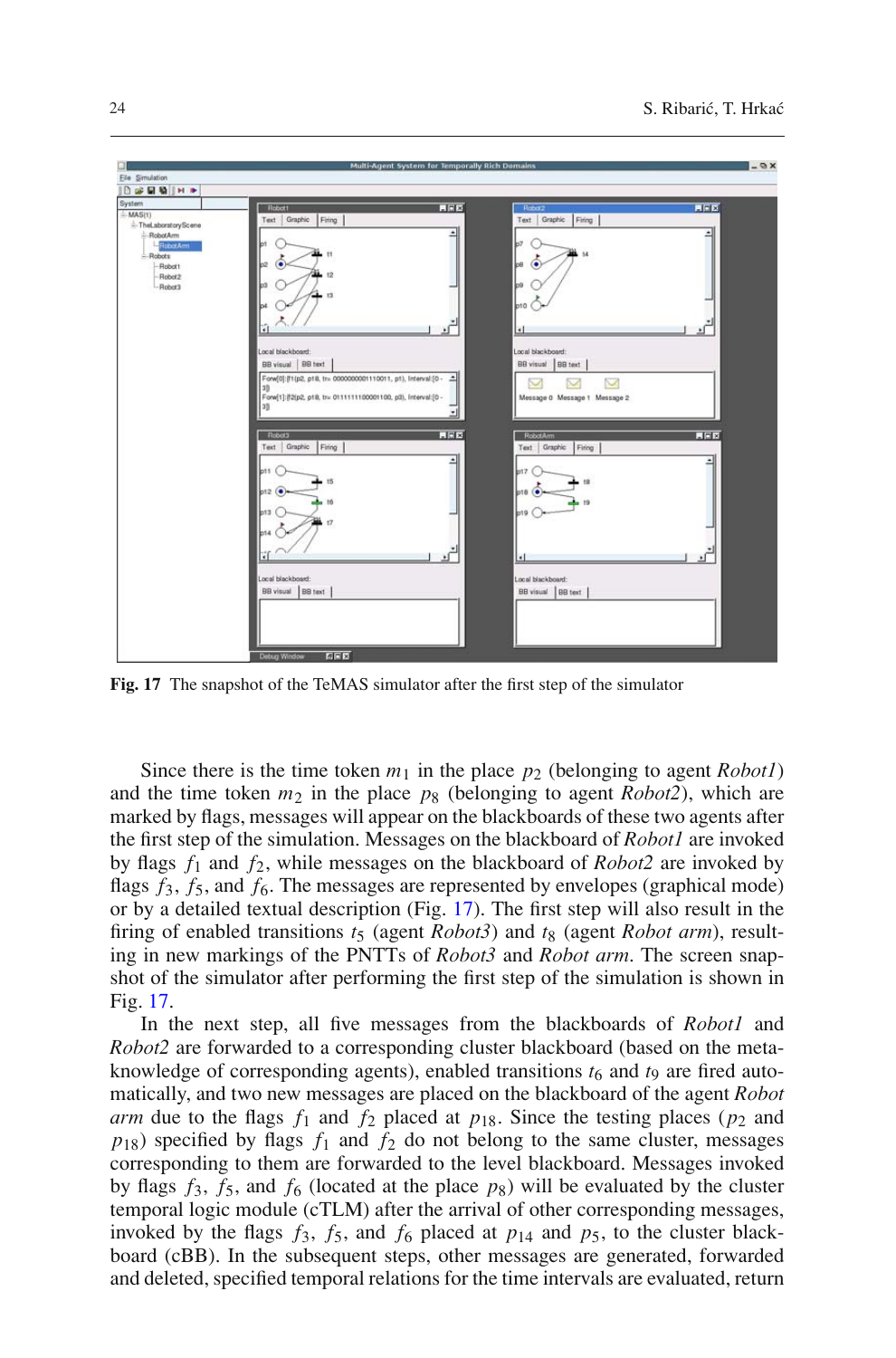Fig. 17 The snapshot of the TeMAS simulator after the first step of the simulator

Since there is the time token $m_1$ in the place $p_2$ (belonging to agent *Robot1*) and the time token $m_2$ in the place $p_8$ (belonging to agent *Robot2*), which are marked by flags, messages will appear on the blackboards of these two agents after the first step of the simulation. Messages on the blackboard of *Robot1* are invoked by flags $f_1$ and $f_2$, while messages on the blackboard of *Robot2* are invoked by flags $f_3$, $f_5$, and $f_6$. The messages are represented by envelopes (graphical mode) or by a detailed textual description (Fig. 17). The first step will also result in the firing of enabled transitions $t_5$ (agent *Robot3*) and $t_8$ (agent *Robot arm*), resulting in new markings of the PNTTs of *Robot3* and *Robot arm*. The screen snapshot of the simulator after performing the first step of the simulation is shown in Fig. 17.

In the next step, all five messages from the blackboards of *Robot1* and *Robot2* are forwarded to a corresponding cluster blackboard (based on the meta-knowledge of corresponding agents), enabled transitions $t_6$ and $t_9$ are fired automatically, and two new messages are placed on the blackboard of the agent *Robot arm* due to the flags $f_1$ and $f_2$ placed at $p_{18}$. Since the testing places ($p_2$ and $p_{18}$) specified by flags $f_1$ and $f_2$ do not belong to the same cluster, messages corresponding to them are forwarded to the level blackboard. Messages invoked by flags $f_3$, $f_5$, and $f_6$ (located at the place $p_8$) will be evaluated by the cluster temporal logic module (cTLM) after the arrival of other corresponding messages, invoked by the flags $f_3$, $f_5$, and $f_6$ placed at $p_{14}$ and $p_5$, to the cluster blackboard (cBB). In the subsequent steps, other messages are generated, forwarded and deleted, specified temporal relations for the time intervals are evaluated, return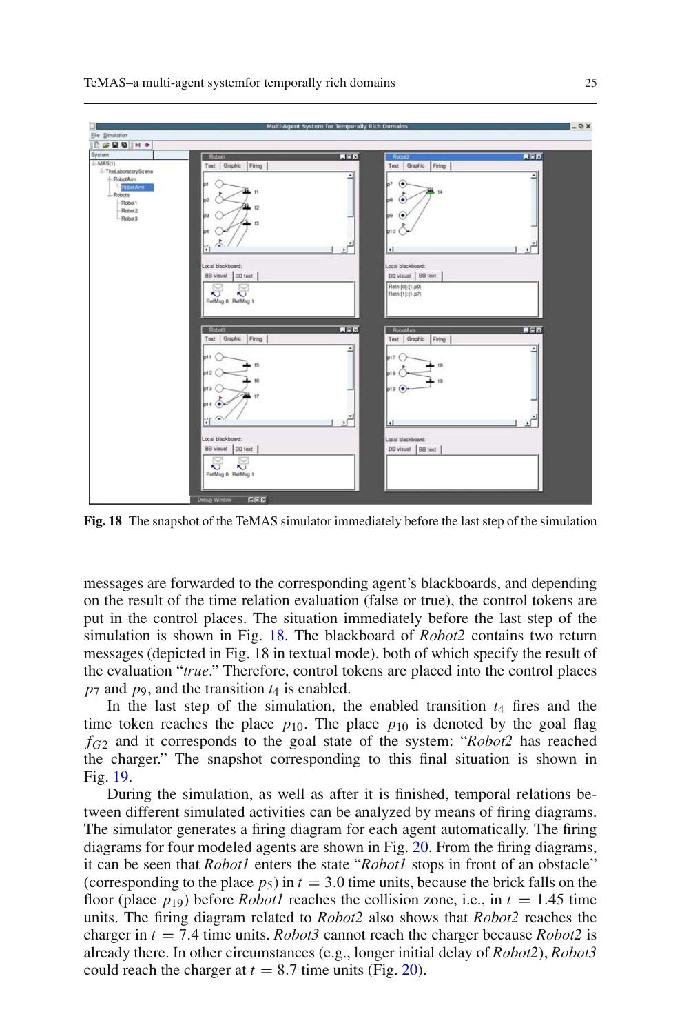Fig. 18 The snapshot of the TeMAS simulator immediately before the last step of the simulation

messages are forwarded to the corresponding agent's blackboards, and depending on the result of the time relation evaluation (false or true), the control tokens are put in the control places. The situation immediately before the last step of the simulation is shown in Fig. 18. The blackboard of *Robot2* contains two return messages (depicted in Fig. 18 in textual mode), both of which specify the result of the evaluation "*true*." Therefore, control tokens are placed into the control places $p_7$ and $p_9$, and the transition $t_4$ is enabled.

In the last step of the simulation, the enabled transition $t_4$ fires and the time token reaches the place $p_{10}$. The place $p_{10}$ is denoted by the goal flag $f_{G2}$ and it corresponds to the goal state of the system: "*Robot2* has reached the charger." The snapshot corresponding to this final situation is shown in Fig. 19.

During the simulation, as well as after it is finished, temporal relations between different simulated activities can be analyzed by means of firing diagrams. The simulator generates a firing diagram for each agent automatically. The firing diagrams for four modeled agents are shown in Fig. 20. From the firing diagrams, it can be seen that *Robot1* enters the state "*Robot1* stops in front of an obstacle" (corresponding to the place $p_5$) in $t = 3.0$ time units, because the brick falls on the floor (place $p_{19}$) before *Robot1* reaches the collision zone, i.e., in $t = 1.45$ time units. The firing diagram related to *Robot2* also shows that *Robot2* reaches the charger in $t = 7.4$ time units. *Robot3* cannot reach the charger because *Robot2* is already there. In other circumstances (e.g., longer initial delay of *Robot2*), *Robot3* could reach the charger at $t = 8.7$ time units (Fig. 20).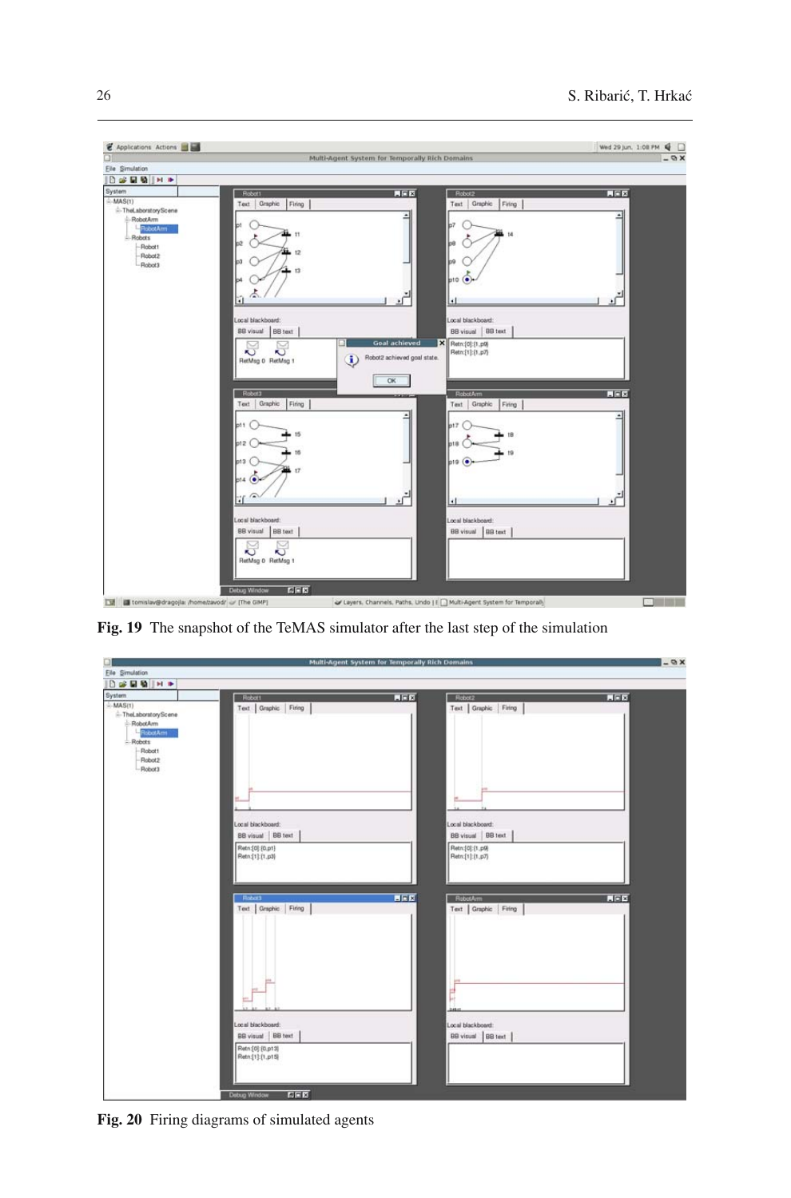**Fig. 19** The snapshot of the TeMAS simulator after the last step of the simulation

**Fig. 20** Firing diagrams of simulated agents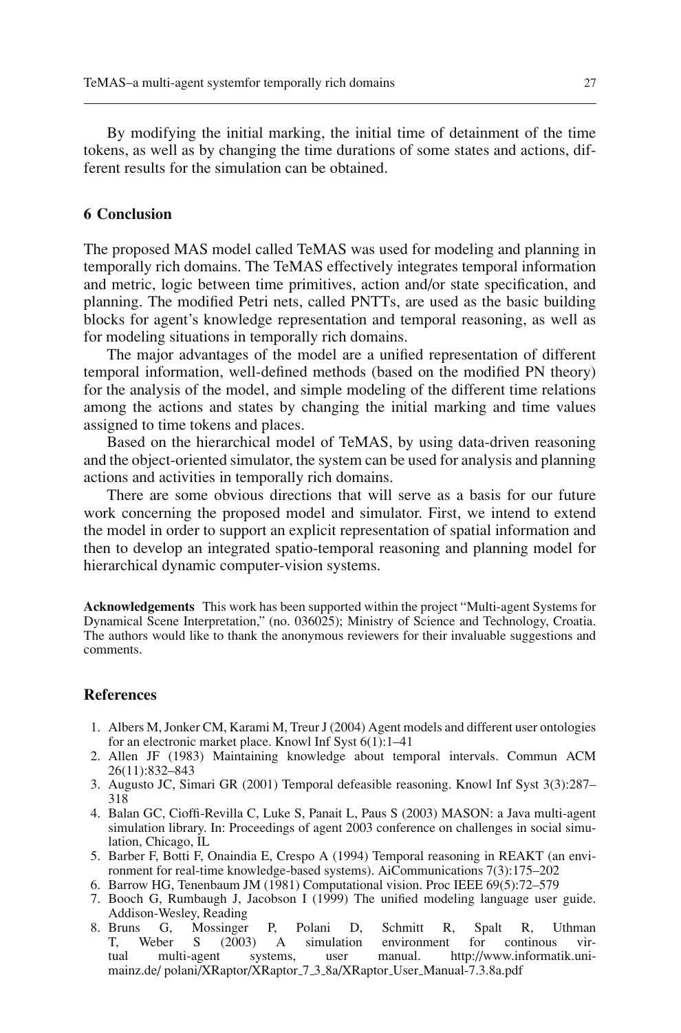By modifying the initial marking, the initial time of detainment of the time tokens, as well as by changing the time durations of some states and actions, different results for the simulation can be obtained.

## 6 Conclusion

The proposed MAS model called TeMAS was used for modeling and planning in temporally rich domains. The TeMAS effectively integrates temporal information and metric, logic between time primitives, action and/or state specification, and planning. The modified Petri nets, called PNTTs, are used as the basic building blocks for agent's knowledge representation and temporal reasoning, as well as for modeling situations in temporally rich domains.

The major advantages of the model are a unified representation of different temporal information, well-defined methods (based on the modified PN theory) for the analysis of the model, and simple modeling of the different time relations among the actions and states by changing the initial marking and time values assigned to time tokens and places.

Based on the hierarchical model of TeMAS, by using data-driven reasoning and the object-oriented simulator, the system can be used for analysis and planning actions and activities in temporally rich domains.

There are some obvious directions that will serve as a basis for our future work concerning the proposed model and simulator. First, we intend to extend the model in order to support an explicit representation of spatial information and then to develop an integrated spatio-temporal reasoning and planning model for hierarchical dynamic computer-vision systems.

**Acknowledgements** This work has been supported within the project "Multi-agent Systems for Dynamical Scene Interpretation," (no. 036025); Ministry of Science and Technology, Croatia. The authors would like to thank the anonymous reviewers for their invaluable suggestions and comments.

## References

1. Albers M, Jonker CM, Karami M, Treur J (2004) Agent models and different user ontologies for an electronic market place. Knowl Inf Syst 6(1):1–41
2. Allen JF (1983) Maintaining knowledge about temporal intervals. Commun ACM 26(11):832–843
3. Augusto JC, Simari GR (2001) Temporal defeasible reasoning. Knowl Inf Syst 3(3):287–318
4. Balan GC, Cioffi-Revilla C, Luke S, Panait L, Paus S (2003) MASON: a Java multi-agent simulation library. In: Proceedings of agent 2003 conference on challenges in social simulation, Chicago, IL
5. Barber F, Botti F, Onaindia E, Crespo A (1994) Temporal reasoning in REAKT (an environment for real-time knowledge-based systems). AiCommunications 7(3):175–202
6. Barrow HG, Tenenbaum JM (1981) Computational vision. Proc IEEE 69(5):72–579
7. Booch G, Rumbaugh J, Jacobson I (1999) The unified modeling language user guide. Addison-Wesley, Reading
8. Bruns G, Mossinger P, Polani D, Schmitt R, Spalt R, Uthman T, Weber S (2003) A simulation environment for continous virtual multi-agent systems, user manual. http://www.informatik.uni-mainz.de/ polani/XRaptor/XRaptor_7_3_8a/XRaptor_User_Manual-7.3.8a.pdf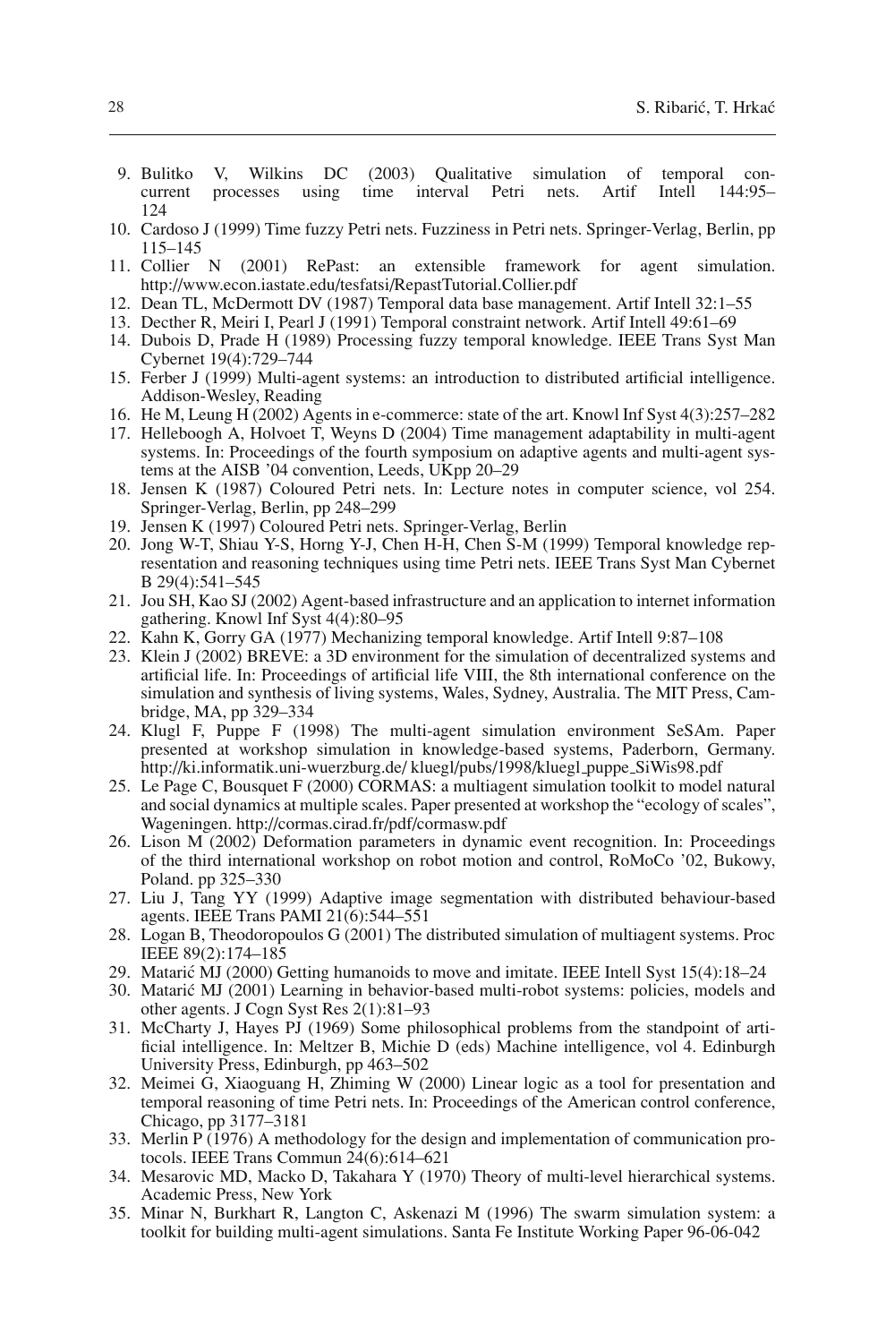9. Bulitko V, Wilkins DC (2003) Qualitative simulation of temporal concurrent processes using time interval Petri nets. Artif Intell 144:95–124
10. Cardoso J (1999) Time fuzzy Petri nets. Fuzziness in Petri nets. Springer-Verlag, Berlin, pp 115–145
11. Collier N (2001) RePast: an extensible framework for agent simulation. http://www.econ.iastate.edu/tesfatsi/RepastTutorial.Collier.pdf
12. Dean TL, McDermott DV (1987) Temporal data base management. Artif Intell 32:1–55
13. Decther R, Meiri I, Pearl J (1991) Temporal constraint network. Artif Intell 49:61–69
14. Dubois D, Prade H (1989) Processing fuzzy temporal knowledge. IEEE Trans Syst Man Cybernet 19(4):729–744
15. Ferber J (1999) Multi-agent systems: an introduction to distributed artificial intelligence. Addison-Wesley, Reading
16. He M, Leung H (2002) Agents in e-commerce: state of the art. Knowl Inf Syst 4(3):257–282
17. Helleboogh A, Holvoet T, Weyns D (2004) Time management adaptability in multi-agent systems. In: Proceedings of the fourth symposium on adaptive agents and multi-agent systems at the AISB '04 convention, Leeds, UKpp 20–29
18. Jensen K (1987) Coloured Petri nets. In: Lecture notes in computer science, vol 254. Springer-Verlag, Berlin, pp 248–299
19. Jensen K (1997) Coloured Petri nets. Springer-Verlag, Berlin
20. Jong W-T, Shiau Y-S, Horng Y-J, Chen H-H, Chen S-M (1999) Temporal knowledge representation and reasoning techniques using time Petri nets. IEEE Trans Syst Man Cybernet B 29(4):541–545
21. Jou SH, Kao SJ (2002) Agent-based infrastructure and an application to internet information gathering. Knowl Inf Syst 4(4):80–95
22. Kahn K, Gorry GA (1977) Mechanizing temporal knowledge. Artif Intell 9:87–108
23. Klein J (2002) BREVE: a 3D environment for the simulation of decentralized systems and artificial life. In: Proceedings of artificial life VIII, the 8th international conference on the simulation and synthesis of living systems, Wales, Sydney, Australia. The MIT Press, Cambridge, MA, pp 329–334
24. Klugl F, Puppe F (1998) The multi-agent simulation environment SeSAm. Paper presented at workshop simulation in knowledge-based systems, Paderborn, Germany. http://ki.informatik.uni-wuerzburg.de/ kluegl/pubs/1998/kluegl_puppe_SiWis98.pdf
25. Le Page C, Bousquet F (2000) CORMAS: a multiagent simulation toolkit to model natural and social dynamics at multiple scales. Paper presented at workshop the "ecology of scales", Wageningen. http://cormas.cirad.fr/pdf/cormasw.pdf
26. Lison M (2002) Deformation parameters in dynamic event recognition. In: Proceedings of the third international workshop on robot motion and control, RoMoCo '02, Bukowy, Poland. pp 325–330
27. Liu J, Tang YY (1999) Adaptive image segmentation with distributed behaviour-based agents. IEEE Trans PAMI 21(6):544–551
28. Logan B, Theodoropoulos G (2001) The distributed simulation of multiagent systems. Proc IEEE 89(2):174–185
29. Matarić MJ (2000) Getting humanoids to move and imitate. IEEE Intell Syst 15(4):18–24
30. Matarić MJ (2001) Learning in behavior-based multi-robot systems: policies, models and other agents. J Cogn Syst Res 2(1):81–93
31. McCharty J, Hayes PJ (1969) Some philosophical problems from the standpoint of artificial intelligence. In: Meltzer B, Michie D (eds) Machine intelligence, vol 4. Edinburgh University Press, Edinburgh, pp 463–502
32. Meimei G, Xiaoguang H, Zhiming W (2000) Linear logic as a tool for presentation and temporal reasoning of time Petri nets. In: Proceedings of the American control conference, Chicago, pp 3177–3181
33. Merlin P (1976) A methodology for the design and implementation of communication protocols. IEEE Trans Commun 24(6):614–621
34. Mesarovic MD, Macko D, Takahara Y (1970) Theory of multi-level hierarchical systems. Academic Press, New York
35. Minar N, Burkhart R, Langton C, Askenazi M (1996) The swarm simulation system: a toolkit for building multi-agent simulations. Santa Fe Institute Working Paper 96-06-042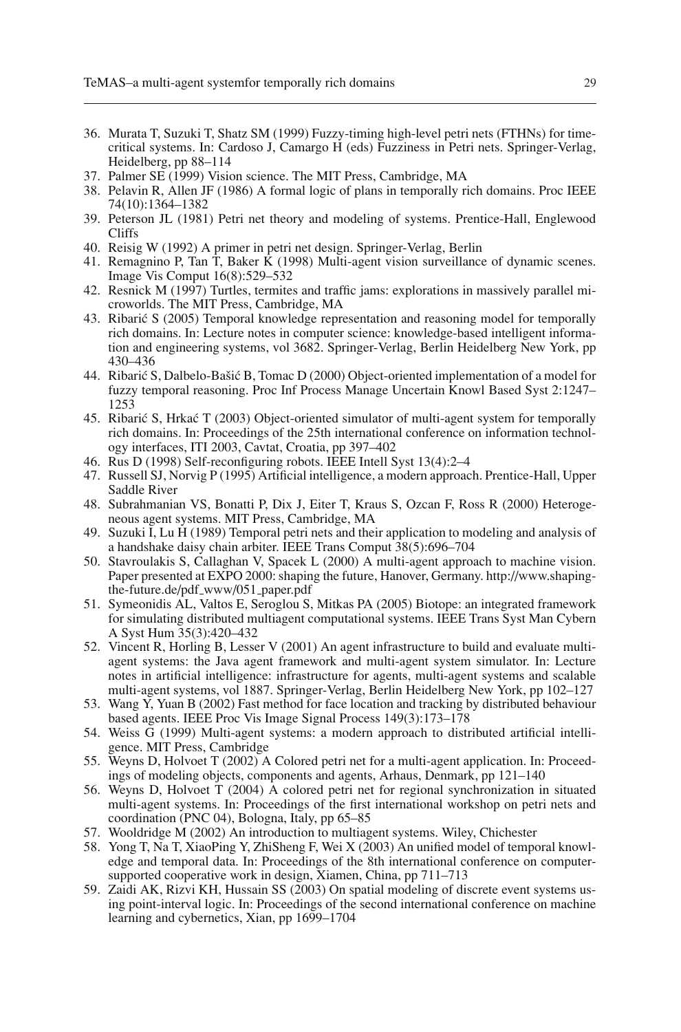36. Murata T, Suzuki T, Shatz SM (1999) Fuzzy-timing high-level petri nets (FTHNs) for time-critical systems. In: Cardoso J, Camargo H (eds) Fuzziness in Petri nets. Springer-Verlag, Heidelberg, pp 88–114
37. Palmer SE (1999) Vision science. The MIT Press, Cambridge, MA
38. Pelavin R, Allen JF (1986) A formal logic of plans in temporally rich domains. Proc IEEE 74(10):1364–1382
39. Peterson JL (1981) Petri net theory and modeling of systems. Prentice-Hall, Englewood Cliffs
40. Reisig W (1992) A primer in petri net design. Springer-Verlag, Berlin
41. Remagnino P, Tan T, Baker K (1998) Multi-agent vision surveillance of dynamic scenes. Image Vis Comput 16(8):529–532
42. Resnick M (1997) Turtles, termites and traffic jams: explorations in massively parallel microworlds. The MIT Press, Cambridge, MA
43. Ribarić S (2005) Temporal knowledge representation and reasoning model for temporally rich domains. In: Lecture notes in computer science: knowledge-based intelligent information and engineering systems, vol 3682. Springer-Verlag, Berlin Heidelberg New York, pp 430–436
44. Ribarić S, Dalbelo-Bašić B, Tomac D (2000) Object-oriented implementation of a model for fuzzy temporal reasoning. Proc Inf Process Manage Uncertain Knowl Based Syst 2:1247–1253
45. Ribarić S, Hrkać T (2003) Object-oriented simulator of multi-agent system for temporally rich domains. In: Proceedings of the 25th international conference on information technology interfaces, ITI 2003, Cavtat, Croatia, pp 397–402
46. Rus D (1998) Self-reconfiguring robots. IEEE Intell Syst 13(4):2–4
47. Russell SJ, Norvig P (1995) Artificial intelligence, a modern approach. Prentice-Hall, Upper Saddle River
48. Subrahmanian VS, Bonatti P, Dix J, Eiter T, Kraus S, Ozcan F, Ross R (2000) Heterogeneous agent systems. MIT Press, Cambridge, MA
49. Suzuki I, Lu H (1989) Temporal petri nets and their application to modeling and analysis of a handshake daisy chain arbiter. IEEE Trans Comput 38(5):696–704
50. Stavroulakis S, Callaghan V, Spacek L (2000) A multi-agent approach to machine vision. Paper presented at EXPO 2000: shaping the future, Hanover, Germany. http://www.shaping-the-future.de/pdf_www/051_paper.pdf
51. Symeonidis AL, Valtos E, Seroglou S, Mitkas PA (2005) Biotope: an integrated framework for simulating distributed multiagent computational systems. IEEE Trans Syst Man Cybern A Syst Hum 35(3):420–432
52. Vincent R, Horling B, Lesser V (2001) An agent infrastructure to build and evaluate multi-agent systems: the Java agent framework and multi-agent system simulator. In: Lecture notes in artificial intelligence: infrastructure for agents, multi-agent systems and scalable multi-agent systems, vol 1887. Springer-Verlag, Berlin Heidelberg New York, pp 102–127
53. Wang Y, Yuan B (2002) Fast method for face location and tracking by distributed behaviour based agents. IEEE Proc Vis Image Signal Process 149(3):173–178
54. Weiss G (1999) Multi-agent systems: a modern approach to distributed artificial intelligence. MIT Press, Cambridge
55. Weyns D, Holvoet T (2002) A Colored petri net for a multi-agent application. In: Proceedings of modeling objects, components and agents, Arhaus, Denmark, pp 121–140
56. Weyns D, Holvoet T (2004) A colored petri net for regional synchronization in situated multi-agent systems. In: Proceedings of the first international workshop on petri nets and coordination (PNC 04), Bologna, Italy, pp 65–85
57. Wooldridge M (2002) An introduction to multiagent systems. Wiley, Chichester
58. Yong T, Na T, XiaoPing Y, ZhiSheng F, Wei X (2003) An unified model of temporal knowledge and temporal data. In: Proceedings of the 8th international conference on computer-supported cooperative work in design, Xiamen, China, pp 711–713
59. Zaidi AK, Rizvi KH, Hussain SS (2003) On spatial modeling of discrete event systems using point-interval logic. In: Proceedings of the second international conference on machine learning and cybernetics, Xian, pp 1699–1704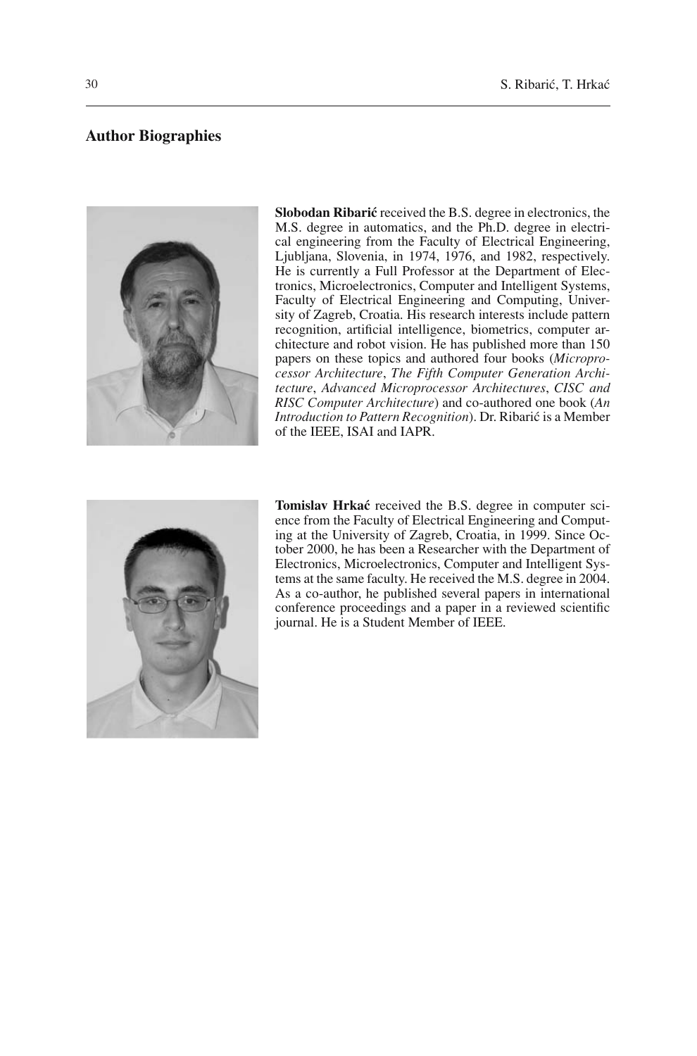## Author Biographies

**Slobodan Ribarić** received the B.S. degree in electronics, the M.S. degree in automatics, and the Ph.D. degree in electrical engineering from the Faculty of Electrical Engineering, Ljubljana, Slovenia, in 1974, 1976, and 1982, respectively. He is currently a Full Professor at the Department of Electronics, Microelectronics, Computer and Intelligent Systems, Faculty of Electrical Engineering and Computing, University of Zagreb, Croatia. His research interests include pattern recognition, artificial intelligence, biometrics, computer architecture and robot vision. He has published more than 150 papers on these topics and authored four books (*Microprocessor Architecture*, *The Fifth Computer Generation Architecture*, *Advanced Microprocessor Architectures*, *CISC and RISC Computer Architecture*) and co-authored one book (*An Introduction to Pattern Recognition*). Dr. Ribarić is a Member of the IEEE, ISAI and IAPR.

**Tomislav Hrkać** received the B.S. degree in computer science from the Faculty of Electrical Engineering and Computing at the University of Zagreb, Croatia, in 1999. Since October 2000, he has been a Researcher with the Department of Electronics, Microelectronics, Computer and Intelligent Systems at the same faculty. He received the M.S. degree in 2004. As a co-author, he published several papers in international conference proceedings and a paper in a reviewed scientific journal. He is a Student Member of IEEE.